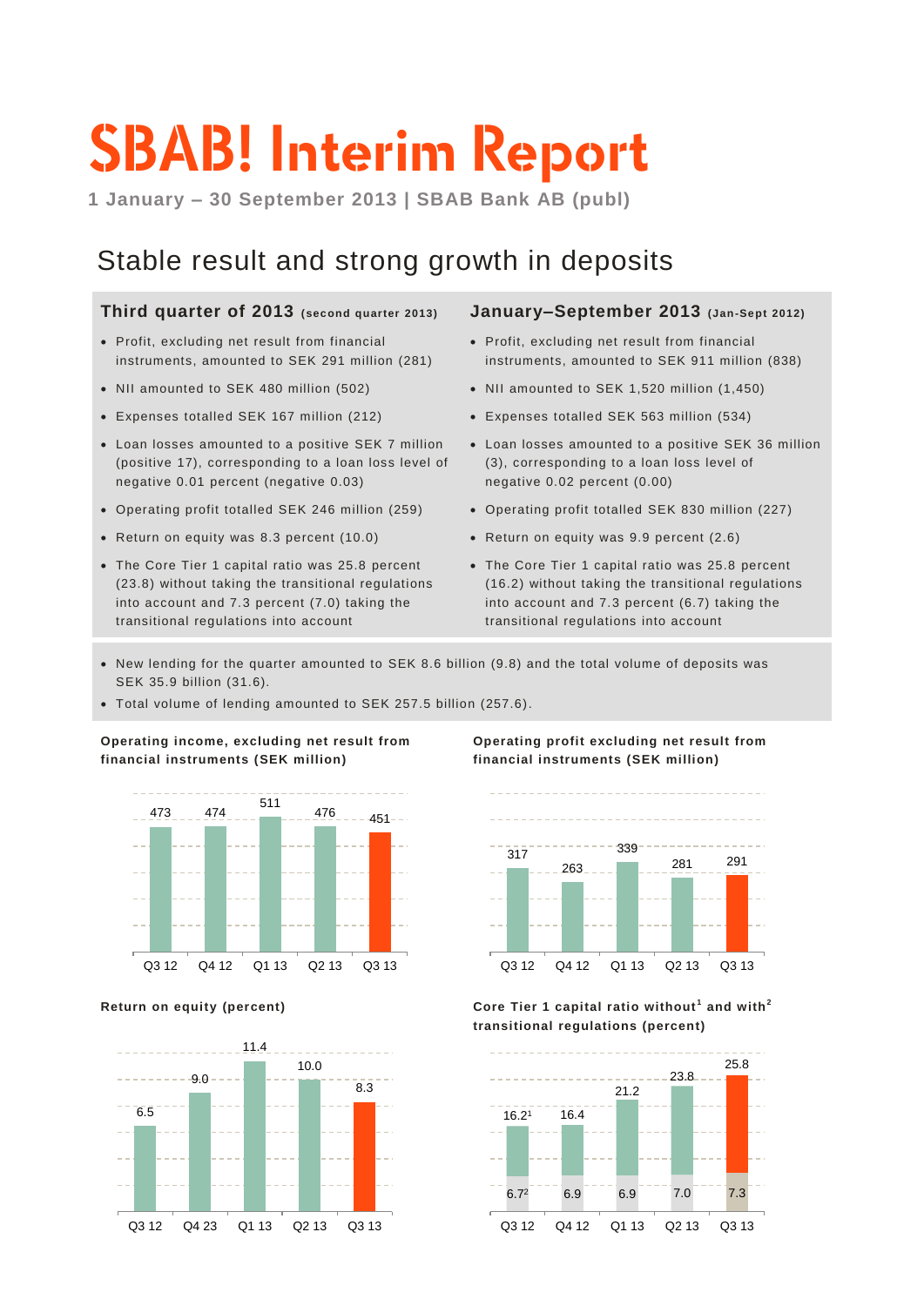# SBAB! Interim Report

**1 January – 30 September 2013 | SBAB Bank AB (publ)**

## Stable result and strong growth in deposits

### Third quarter of 2013 (second quarter 2013)

- Profit, excluding net result from financial instruments, amounted to SEK 291 million (281)
- NII amounted to SEK 480 million (502)
- Expenses totalled SEK 167 million (212)
- Loan losses amounted to a positive SEK 7 million (positive 17), corresponding to a loan loss level of negative 0.01 percent (negative 0.03)
- Operating profit totalled SEK 246 million (259)
- Return on equity was 8.3 percent (10.0)
- The Core Tier 1 capital ratio was 25.8 percent (23.8) without taking the transitional regulations into account and 7.3 percent (7.0) taking the transitional regulations into account

### January–September 2013 (Jan-Sept 2012)

- Profit, excluding net result from financial instruments, amounted to SEK 911 million (838)
- NII amounted to SEK 1,520 million (1,450)
- Expenses totalled SEK 563 million (534)
- Loan losses amounted to a positive SEK 36 million (3), corresponding to a loan loss level of negative 0.02 percent (0.00)
- Operating profit totalled SEK 830 million (227)
- Return on equity was 9.9 percent (2.6)
- The Core Tier 1 capital ratio was 25.8 percent (16.2) without taking the transitional regulations into account and 7.3 percent (6.7) taking the transitional regulations into account

---

- New lending for the quarter amounted to SEK 8.6 billion (9.8) and the total volume of deposits was SEK 35.9 billion (31.6).
- Total volume of lending amounted to SEK 257.5 billion (257.6).

**Operating income, excluding net result from financial instruments (SEK million)**

| Q3 12 | Q4 12 | Q1 13 | Q2 13 | Q3 13 |
|---|---|---|---|---|
| 473 | 474 | 511 | 476 | 451 |

**Operating profit excluding net result from financial instruments (SEK million)**

| Q3 12 | Q4 12 | Q1 13 | Q2 13 | Q3 13 |
|---|---|---|---|---|
| 317 | 263 | 339 | 281 | 291 |

**Return on equity (percent)**

| Q3 12 | Q4 23 | Q1 13 | Q2 13 | Q3 13 |
|---|---|---|---|---|
| 6.5 | 9.0 | 11.4 | 10.0 | 8.3 |

**Core Tier 1 capital ratio without[1] and with[2] transitional regulations (percent)**

| | Q3 12 | Q4 12 | Q1 13 | Q2 13 | Q3 13 |
|---|---|---|---|---|---|
| Without transitional regulations | 16.2[1] | 16.4 | 21.2 | 23.8 | 25.8 |
| With transitional regulations | 6.7[2] | 6.9 | 6.9 | 7.0 | 7.3 |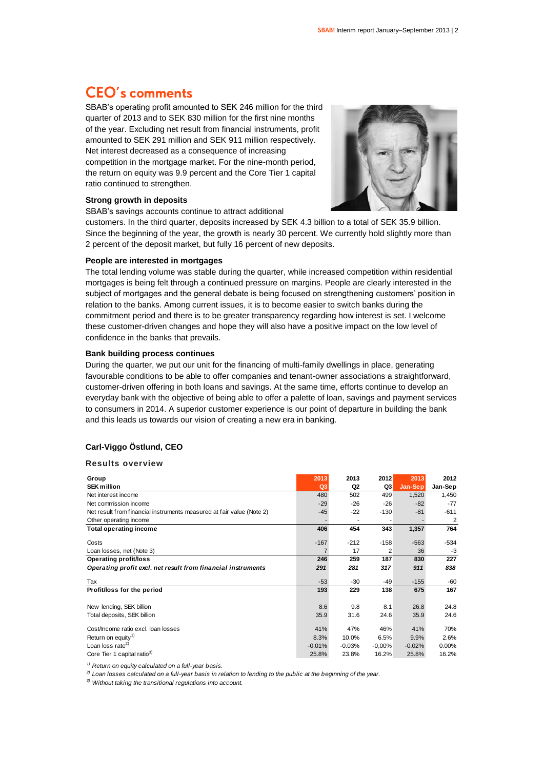# CEO's comments

SBAB's operating profit amounted to SEK 246 million for the third quarter of 2013 and to SEK 830 million for the first nine months of the year. Excluding net result from financial instruments, profit amounted to SEK 291 million and SEK 911 million respectively. Net interest decreased as a consequence of increasing competition in the mortgage market. For the nine-month period, the return on equity was 9.9 percent and the Core Tier 1 capital ratio continued to strengthen.

### Strong growth in deposits

SBAB's savings accounts continue to attract additional customers. In the third quarter, deposits increased by SEK 4.3 billion to a total of SEK 35.9 billion. Since the beginning of the year, the growth is nearly 30 percent. We currently hold slightly more than 2 percent of the deposit market, but fully 16 percent of new deposits.

### People are interested in mortgages

The total lending volume was stable during the quarter, while increased competition within residential mortgages is being felt through a continued pressure on margins. People are clearly interested in the subject of mortgages and the general debate is being focused on strengthening customers' position in relation to the banks. Among current issues, it is to become easier to switch banks during the commitment period and there is to be greater transparency regarding how interest is set. I welcome these customer-driven changes and hope they will also have a positive impact on the low level of confidence in the banks that prevails.

### Bank building process continues

During the quarter, we put our unit for the financing of multi-family dwellings in place, generating favourable conditions to be able to offer companies and tenant-owner associations a straightforward, customer-driven offering in both loans and savings. At the same time, efforts continue to develop an everyday bank with the objective of being able to offer a palette of loan, savings and payment services to consumers in 2014. A superior customer experience is our point of departure in building the bank and this leads us towards our vision of creating a new era in banking.

**Carl-Viggo Östlund, CEO**

### Results overview

| Group<br>SEK million | 2013<br>Q3 | 2013<br>Q2 | 2012<br>Q3 | 2013<br>Jan-Sep | 2012<br>Jan-Sep |
|---|---|---|---|---|---|
| Net interest income | 480 | 502 | 499 | 1,520 | 1,450 |
| Net commission income | -29 | -26 | -26 | -82 | -77 |
| Net result from financial instruments measured at fair value (Note 2) | -45 | -22 | -130 | -81 | -611 |
| Other operating income | - | - | - | - | 2 |
| **Total operating income** | **406** | **454** | **343** | **1,357** | **764** |
| Costs | -167 | -212 | -158 | -563 | -534 |
| Loan losses, net (Note 3) | 7 | 17 | 2 | 36 | -3 |
| **Operating profit/loss** | **246** | **259** | **187** | **830** | **227** |
| ***Operating profit excl. net result from financial instruments*** | ***291*** | ***281*** | ***317*** | ***911*** | ***838*** |
| Tax | -53 | -30 | -49 | -155 | -60 |
| **Profit/loss for the period** | **193** | **229** | **138** | **675** | **167** |
| New lending, SEK billion | 8.6 | 9.8 | 8.1 | 26.8 | 24.8 |
| Total deposits, SEK billion | 35.9 | 31.6 | 24.6 | 35.9 | 24.6 |
| Cost/Income ratio excl. loan losses | 41% | 47% | 46% | 41% | 70% |
| Return on equity[1] | 8.3% | 10.0% | 6.5% | 9.9% | 2.6% |
| Loan loss rate[2] | -0.01% | -0.03% | -0,00% | -0.02% | 0.00% |
| Core Tier 1 capital ratio[3] | 25.8% | 23.8% | 16.2% | 25.8% | 16.2% |

*[1] Return on equity calculated on a full-year basis.*
*[2] Loan losses calculated on a full-year basis in relation to lending to the public at the beginning of the year.*
*[3] Without taking the transitional regulations into account.*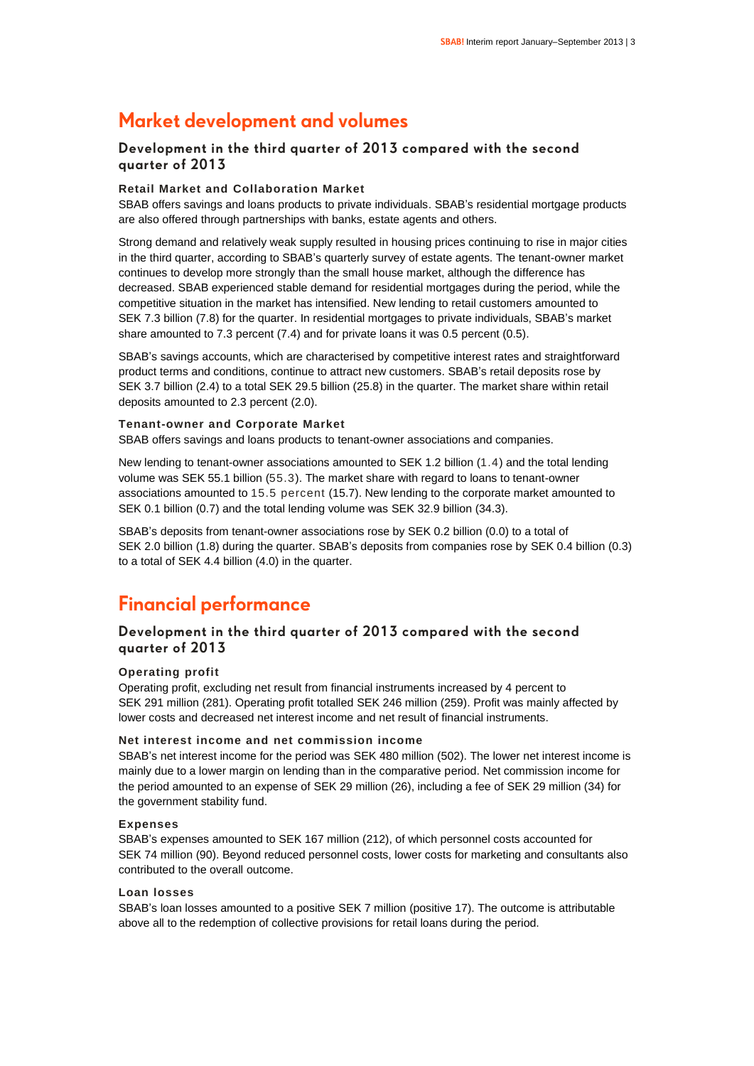# Market development and volumes

## Development in the third quarter of 2013 compared with the second quarter of 2013

### Retail Market and Collaboration Market

SBAB offers savings and loans products to private individuals. SBAB's residential mortgage products are also offered through partnerships with banks, estate agents and others.

Strong demand and relatively weak supply resulted in housing prices continuing to rise in major cities in the third quarter, according to SBAB's quarterly survey of estate agents. The tenant-owner market continues to develop more strongly than the small house market, although the difference has decreased. SBAB experienced stable demand for residential mortgages during the period, while the competitive situation in the market has intensified. New lending to retail customers amounted to SEK 7.3 billion (7.8) for the quarter. In residential mortgages to private individuals, SBAB's market share amounted to 7.3 percent (7.4) and for private loans it was 0.5 percent (0.5).

SBAB's savings accounts, which are characterised by competitive interest rates and straightforward product terms and conditions, continue to attract new customers. SBAB's retail deposits rose by SEK 3.7 billion (2.4) to a total SEK 29.5 billion (25.8) in the quarter. The market share within retail deposits amounted to 2.3 percent (2.0).

### Tenant-owner and Corporate Market

SBAB offers savings and loans products to tenant-owner associations and companies.

New lending to tenant-owner associations amounted to SEK 1.2 billion (1.4) and the total lending volume was SEK 55.1 billion (55.3). The market share with regard to loans to tenant-owner associations amounted to 15.5 percent (15.7). New lending to the corporate market amounted to SEK 0.1 billion (0.7) and the total lending volume was SEK 32.9 billion (34.3).

SBAB's deposits from tenant-owner associations rose by SEK 0.2 billion (0.0) to a total of SEK 2.0 billion (1.8) during the quarter. SBAB's deposits from companies rose by SEK 0.4 billion (0.3) to a total of SEK 4.4 billion (4.0) in the quarter.

# Financial performance

## Development in the third quarter of 2013 compared with the second quarter of 2013

### Operating profit

Operating profit, excluding net result from financial instruments increased by 4 percent to SEK 291 million (281). Operating profit totalled SEK 246 million (259). Profit was mainly affected by lower costs and decreased net interest income and net result of financial instruments.

### Net interest income and net commission income

SBAB's net interest income for the period was SEK 480 million (502). The lower net interest income is mainly due to a lower margin on lending than in the comparative period. Net commission income for the period amounted to an expense of SEK 29 million (26), including a fee of SEK 29 million (34) for the government stability fund.

### Expenses

SBAB's expenses amounted to SEK 167 million (212), of which personnel costs accounted for SEK 74 million (90). Beyond reduced personnel costs, lower costs for marketing and consultants also contributed to the overall outcome.

### Loan losses

SBAB's loan losses amounted to a positive SEK 7 million (positive 17). The outcome is attributable above all to the redemption of collective provisions for retail loans during the period.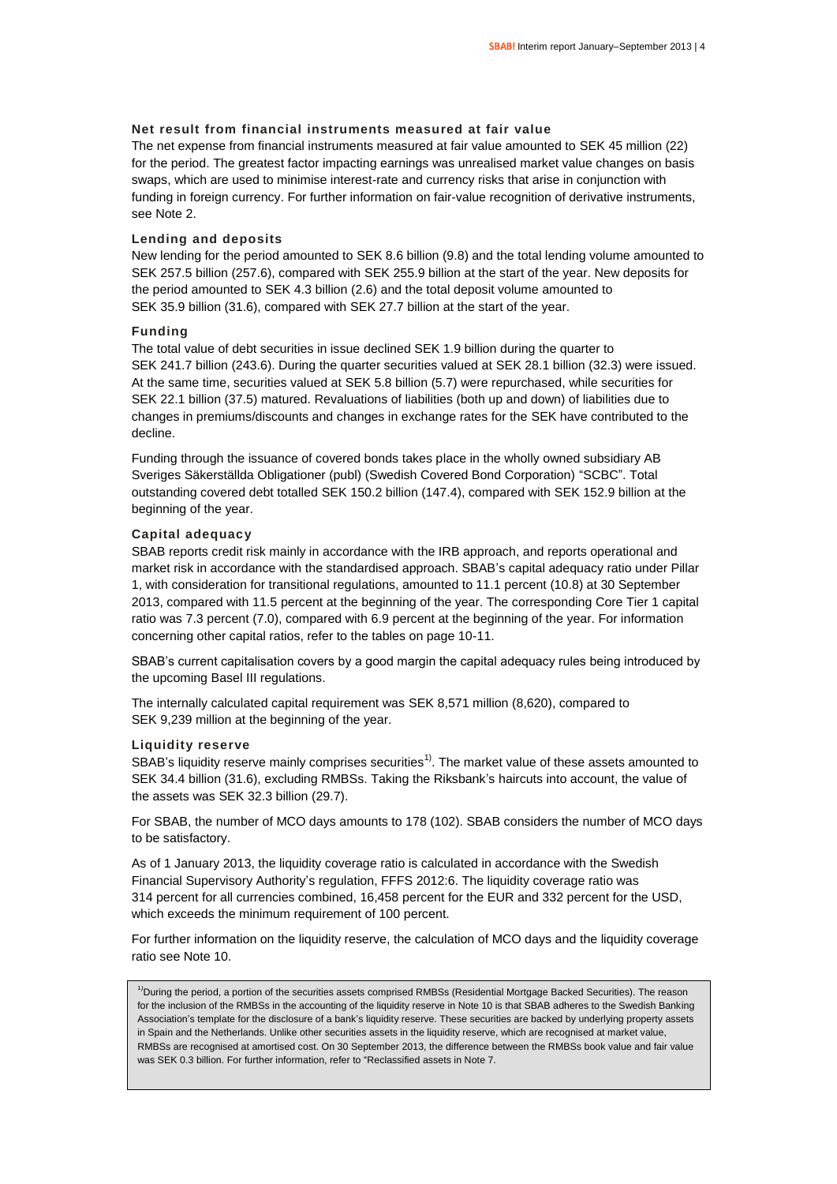### Net result from financial instruments measured at fair value

The net expense from financial instruments measured at fair value amounted to SEK 45 million (22) for the period. The greatest factor impacting earnings was unrealised market value changes on basis swaps, which are used to minimise interest-rate and currency risks that arise in conjunction with funding in foreign currency. For further information on fair-value recognition of derivative instruments, see Note 2.

### Lending and deposits

New lending for the period amounted to SEK 8.6 billion (9.8) and the total lending volume amounted to SEK 257.5 billion (257.6), compared with SEK 255.9 billion at the start of the year. New deposits for the period amounted to SEK 4.3 billion (2.6) and the total deposit volume amounted to SEK 35.9 billion (31.6), compared with SEK 27.7 billion at the start of the year.

### Funding

The total value of debt securities in issue declined SEK 1.9 billion during the quarter to SEK 241.7 billion (243.6). During the quarter securities valued at SEK 28.1 billion (32.3) were issued. At the same time, securities valued at SEK 5.8 billion (5.7) were repurchased, while securities for SEK 22.1 billion (37.5) matured. Revaluations of liabilities (both up and down) of liabilities due to changes in premiums/discounts and changes in exchange rates for the SEK have contributed to the decline.

Funding through the issuance of covered bonds takes place in the wholly owned subsidiary AB Sveriges Säkerställda Obligationer (publ) (Swedish Covered Bond Corporation) “SCBC”. Total outstanding covered debt totalled SEK 150.2 billion (147.4), compared with SEK 152.9 billion at the beginning of the year.

### Capital adequacy

SBAB reports credit risk mainly in accordance with the IRB approach, and reports operational and market risk in accordance with the standardised approach. SBAB’s capital adequacy ratio under Pillar 1, with consideration for transitional regulations, amounted to 11.1 percent (10.8) at 30 September 2013, compared with 11.5 percent at the beginning of the year. The corresponding Core Tier 1 capital ratio was 7.3 percent (7.0), compared with 6.9 percent at the beginning of the year. For information concerning other capital ratios, refer to the tables on page 10-11.

SBAB’s current capitalisation covers by a good margin the capital adequacy rules being introduced by the upcoming Basel III regulations.

The internally calculated capital requirement was SEK 8,571 million (8,620), compared to SEK 9,239 million at the beginning of the year.

### Liquidity reserve

SBAB’s liquidity reserve mainly comprises securities[1]. The market value of these assets amounted to SEK 34.4 billion (31.6), excluding RMBSs. Taking the Riksbank’s haircuts into account, the value of the assets was SEK 32.3 billion (29.7).

For SBAB, the number of MCO days amounts to 178 (102). SBAB considers the number of MCO days to be satisfactory.

As of 1 January 2013, the liquidity coverage ratio is calculated in accordance with the Swedish Financial Supervisory Authority’s regulation, FFFS 2012:6. The liquidity coverage ratio was 314 percent for all currencies combined, 16,458 percent for the EUR and 332 percent for the USD, which exceeds the minimum requirement of 100 percent.

For further information on the liquidity reserve, the calculation of MCO days and the liquidity coverage ratio see Note 10.

[1]During the period, a portion of the securities assets comprised RMBSs (Residential Mortgage Backed Securities). The reason for the inclusion of the RMBSs in the accounting of the liquidity reserve in Note 10 is that SBAB adheres to the Swedish Banking Association’s template for the disclosure of a bank’s liquidity reserve. These securities are backed by underlying property assets in Spain and the Netherlands. Unlike other securities assets in the liquidity reserve, which are recognised at market value, RMBSs are recognised at amortised cost. On 30 September 2013, the difference between the RMBSs book value and fair value was SEK 0.3 billion. For further information, refer to "Reclassified assets in Note 7.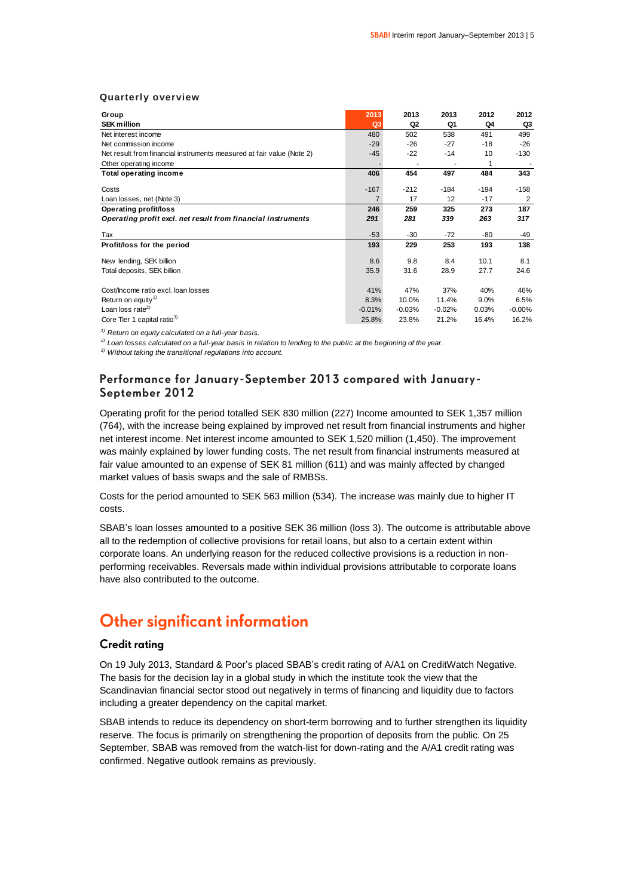## Quarterly overview

| Group<br>SEK million | 2013<br>Q3 | 2013<br>Q2 | 2013<br>Q1 | 2012<br>Q4 | 2012<br>Q3 |
|---|---|---|---|---|---|
| Net interest income | 480 | 502 | 538 | 491 | 499 |
| Net commission income | -29 | -26 | -27 | -18 | -26 |
| Net result from financial instruments measured at fair value (Note 2) | -45 | -22 | -14 | 10 | -130 |
| Other operating income | - | - | - | 1 | - |
| **Total operating income** | **406** | **454** | **497** | **484** | **343** |
| Costs | -167 | -212 | -184 | -194 | -158 |
| Loan losses, net (Note 3) | 7 | 17 | 12 | -17 | 2 |
| **Operating profit/loss** | **246** | **259** | **325** | **273** | **187** |
| ***Operating profit excl. net result from financial instruments*** | ***291*** | ***281*** | ***339*** | ***263*** | ***317*** |
| Tax | -53 | -30 | -72 | -80 | -49 |
| **Profit/loss for the period** | **193** | **229** | **253** | **193** | **138** |
| New lending, SEK billion | 8.6 | 9.8 | 8.4 | 10.1 | 8.1 |
| Total deposits, SEK billion | 35.9 | 31.6 | 28.9 | 27.7 | 24.6 |
| Cost/Income ratio excl. loan losses | 41% | 47% | 37% | 40% | 46% |
| Return on equity[1] | 8.3% | 10.0% | 11.4% | 9.0% | 6.5% |
| Loan loss rate[2] | -0.01% | -0.03% | -0.02% | 0.03% | -0.00% |
| Core Tier 1 capital ratio[3] | 25.8% | 23.8% | 21.2% | 16.4% | 16.2% |

*[1] Return on equity calculated on a full-year basis.*

*[2] Loan losses calculated on a full-year basis in relation to lending to the public at the beginning of the year.*

*[3] Without taking the transitional regulations into account.*

### Performance for January-September 2013 compared with January-September 2012

Operating profit for the period totalled SEK 830 million (227) Income amounted to SEK 1,357 million (764), with the increase being explained by improved net result from financial instruments and higher net interest income. Net interest income amounted to SEK 1,520 million (1,450). The improvement was mainly explained by lower funding costs. The net result from financial instruments measured at fair value amounted to an expense of SEK 81 million (611) and was mainly affected by changed market values of basis swaps and the sale of RMBSs.

Costs for the period amounted to SEK 563 million (534). The increase was mainly due to higher IT costs.

SBAB's loan losses amounted to a positive SEK 36 million (loss 3). The outcome is attributable above all to the redemption of collective provisions for retail loans, but also to a certain extent within corporate loans. An underlying reason for the reduced collective provisions is a reduction in non-performing receivables. Reversals made within individual provisions attributable to corporate loans have also contributed to the outcome.

# Other significant information

### Credit rating

On 19 July 2013, Standard & Poor's placed SBAB's credit rating of A/A1 on CreditWatch Negative. The basis for the decision lay in a global study in which the institute took the view that the Scandinavian financial sector stood out negatively in terms of financing and liquidity due to factors including a greater dependency on the capital market.

SBAB intends to reduce its dependency on short-term borrowing and to further strengthen its liquidity reserve. The focus is primarily on strengthening the proportion of deposits from the public. On 25 September, SBAB was removed from the watch-list for down-rating and the A/A1 credit rating was confirmed. Negative outlook remains as previously.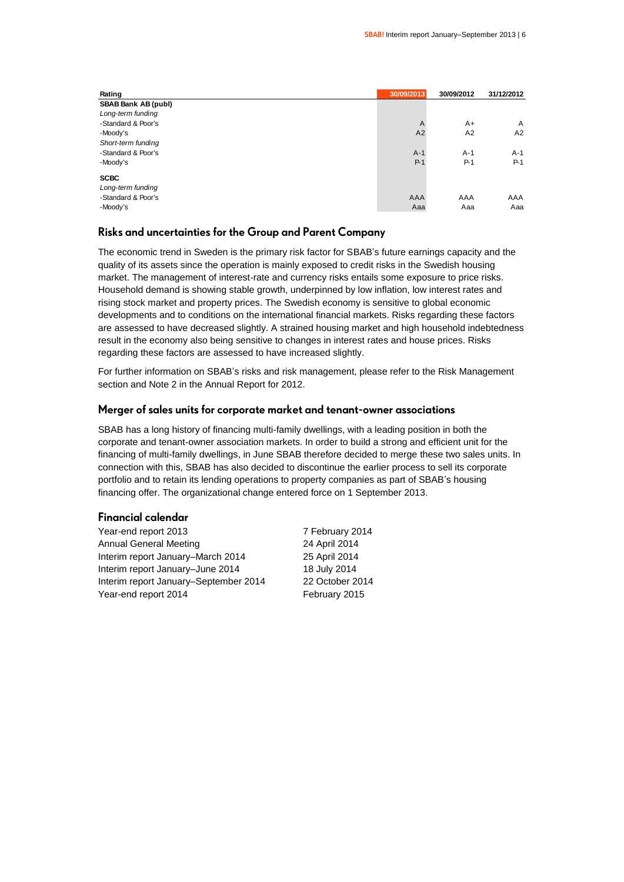| Rating | 30/09/2013 | 30/09/2012 | 31/12/2012 |
|---|---|---|---|
| **SBAB Bank AB (publ)** | | | |
| *Long-term funding* | | | |
| -Standard & Poor's | A | A+ | A |
| -Moody's | A2 | A2 | A2 |
| *Short-term funding* | | | |
| -Standard & Poor's | A-1 | A-1 | A-1 |
| -Moody's | P-1 | P-1 | P-1 |
| **SCBC** | | | |
| *Long-term funding* | | | |
| -Standard & Poor's | AAA | AAA | AAA |
| -Moody's | Aaa | Aaa | Aaa |

## Risks and uncertainties for the Group and Parent Company

The economic trend in Sweden is the primary risk factor for SBAB's future earnings capacity and the quality of its assets since the operation is mainly exposed to credit risks in the Swedish housing market. The management of interest-rate and currency risks entails some exposure to price risks. Household demand is showing stable growth, underpinned by low inflation, low interest rates and rising stock market and property prices. The Swedish economy is sensitive to global economic developments and to conditions on the international financial markets. Risks regarding these factors are assessed to have decreased slightly. A strained housing market and high household indebtedness result in the economy also being sensitive to changes in interest rates and house prices. Risks regarding these factors are assessed to have increased slightly.

For further information on SBAB's risks and risk management, please refer to the Risk Management section and Note 2 in the Annual Report for 2012.

## Merger of sales units for corporate market and tenant-owner associations

SBAB has a long history of financing multi-family dwellings, with a leading position in both the corporate and tenant-owner association markets. In order to build a strong and efficient unit for the financing of multi-family dwellings, in June SBAB therefore decided to merge these two sales units. In connection with this, SBAB has also decided to discontinue the earlier process to sell its corporate portfolio and to retain its lending operations to property companies as part of SBAB's housing financing offer. The organizational change entered force on 1 September 2013.

## Financial calendar

| | |
|---|---|
| Year-end report 2013 | 7 February 2014 |
| Annual General Meeting | 24 April 2014 |
| Interim report January–March 2014 | 25 April 2014 |
| Interim report January–June 2014 | 18 July 2014 |
| Interim report January–September 2014 | 22 October 2014 |
| Year-end report 2014 | February 2015 |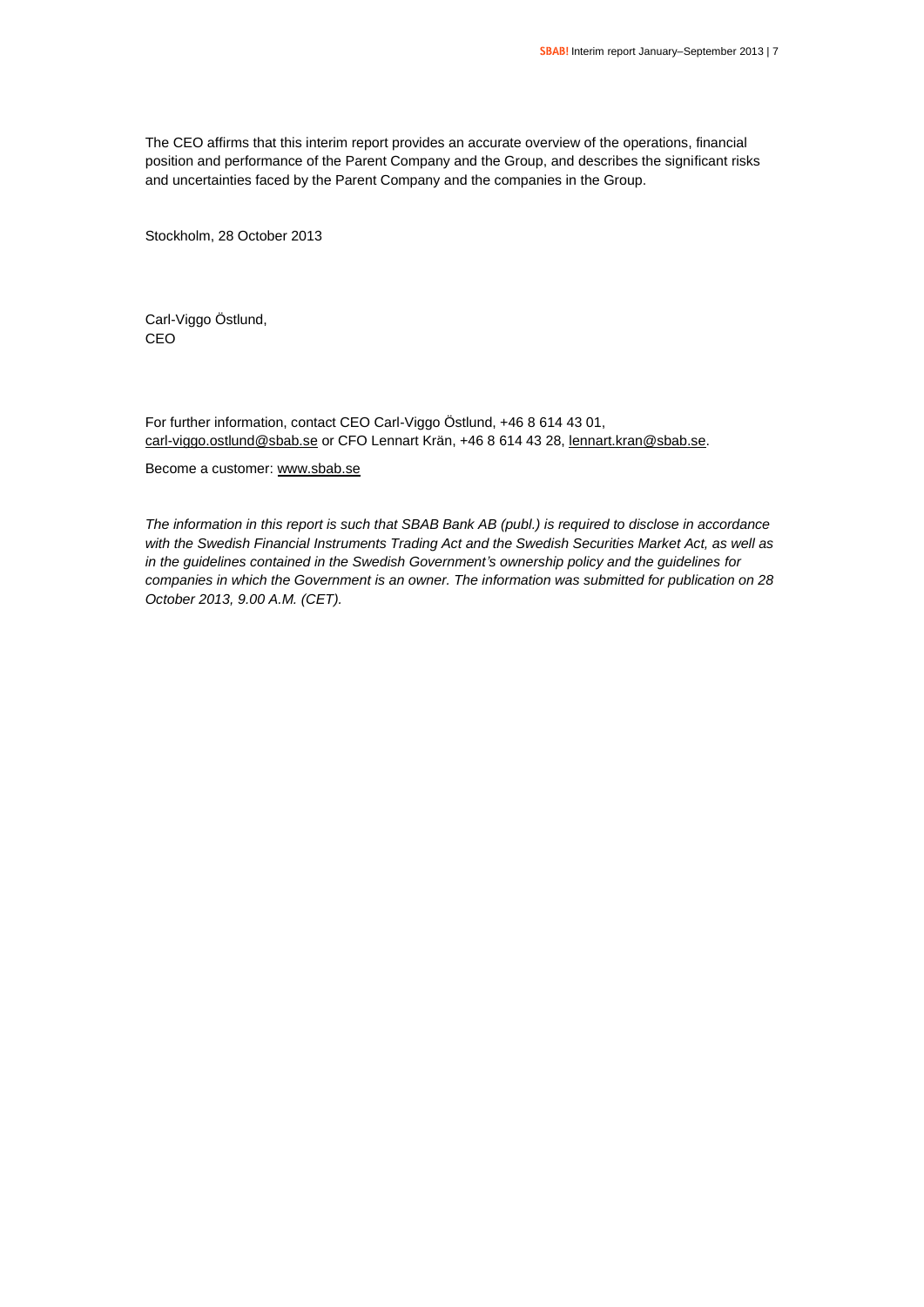The CEO affirms that this interim report provides an accurate overview of the operations, financial position and performance of the Parent Company and the Group, and describes the significant risks and uncertainties faced by the Parent Company and the companies in the Group.

Stockholm, 28 October 2013

Carl-Viggo Östlund,
CEO

For further information, contact CEO Carl-Viggo Östlund, +46 8 614 43 01, carl-viggo.ostlund@sbab.se or CFO Lennart Krän, +46 8 614 43 28, lennart.kran@sbab.se.

Become a customer: www.sbab.se

*The information in this report is such that SBAB Bank AB (publ.) is required to disclose in accordance with the Swedish Financial Instruments Trading Act and the Swedish Securities Market Act, as well as in the guidelines contained in the Swedish Government's ownership policy and the guidelines for companies in which the Government is an owner. The information was submitted for publication on 28 October 2013, 9.00 A.M. (CET).*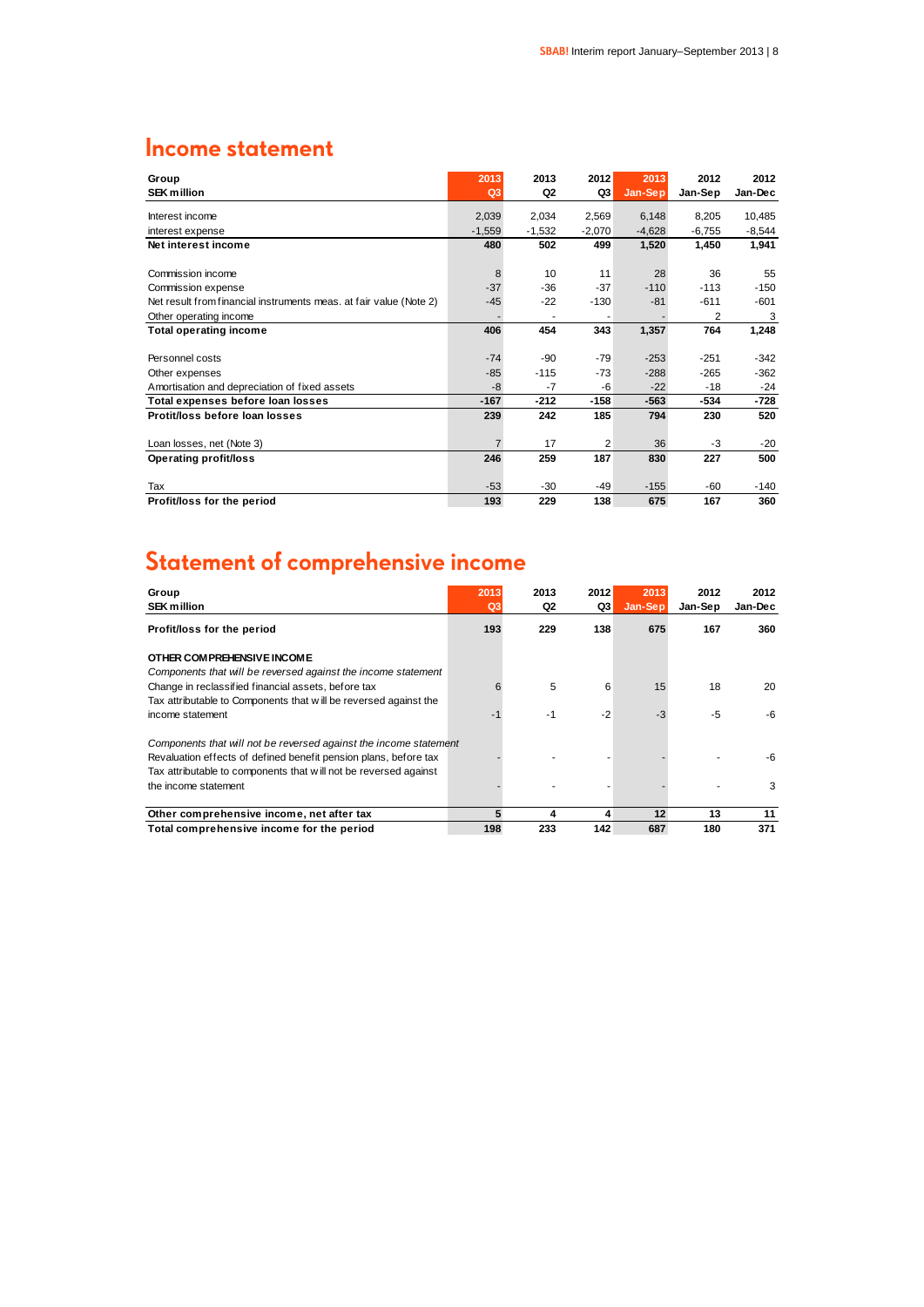# Income statement

| Group<br>SEK million | 2013<br>Q3 | 2013<br>Q2 | 2012<br>Q3 | 2013<br>Jan-Sep | 2012<br>Jan-Sep | 2012<br>Jan-Dec |
|---|---|---|---|---|---|---|
| Interest income | 2,039 | 2,034 | 2,569 | 6,148 | 8,205 | 10,485 |
| interest expense | -1,559 | -1,532 | -2,070 | -4,628 | -6,755 | -8,544 |
| **Net interest income** | **480** | **502** | **499** | **1,520** | **1,450** | **1,941** |
| Commission income | 8 | 10 | 11 | 28 | 36 | 55 |
| Commission expense | -37 | -36 | -37 | -110 | -113 | -150 |
| Net result from financial instruments meas. at fair value (Note 2) | -45 | -22 | -130 | -81 | -611 | -601 |
| Other operating income | - | - | - | - | 2 | 3 |
| **Total operating income** | **406** | **454** | **343** | **1,357** | **764** | **1,248** |
| Personnel costs | -74 | -90 | -79 | -253 | -251 | -342 |
| Other expenses | -85 | -115 | -73 | -288 | -265 | -362 |
| Amortisation and depreciation of fixed assets | -8 | -7 | -6 | -22 | -18 | -24 |
| **Total expenses before loan losses** | **-167** | **-212** | **-158** | **-563** | **-534** | **-728** |
| **Protit/loss before loan losses** | **239** | **242** | **185** | **794** | **230** | **520** |
| Loan losses, net (Note 3) | 7 | 17 | 2 | 36 | -3 | -20 |
| **Operating profit/loss** | **246** | **259** | **187** | **830** | **227** | **500** |
| Tax | -53 | -30 | -49 | -155 | -60 | -140 |
| **Profit/loss for the period** | **193** | **229** | **138** | **675** | **167** | **360** |

# Statement of comprehensive income

| Group<br>SEK million | 2013<br>Q3 | 2013<br>Q2 | 2012<br>Q3 | 2013<br>Jan-Sep | 2012<br>Jan-Sep | 2012<br>Jan-Dec |
|---|---|---|---|---|---|---|
| **Profit/loss for the period** | **193** | **229** | **138** | **675** | **167** | **360** |
| **OTHER COMPREHENSIVE INCOME** | | | | | | |
| *Components that will be reversed against the income statement* | | | | | | |
| Change in reclassified financial assets, before tax | 6 | 5 | 6 | 15 | 18 | 20 |
| Tax attributable to Components that will be reversed against the income statement | -1 | -1 | -2 | -3 | -5 | -6 |
| *Components that will not be reversed against the income statement* | | | | | | |
| Revaluation effects of defined benefit pension plans, before tax | - | - | - | - | - | -6 |
| Tax attributable to components that will not be reversed against the income statement | - | - | - | - | - | 3 |
| **Other comprehensive income, net after tax** | **5** | **4** | **4** | **12** | **13** | **11** |
| **Total comprehensive income for the period** | **198** | **233** | **142** | **687** | **180** | **371** |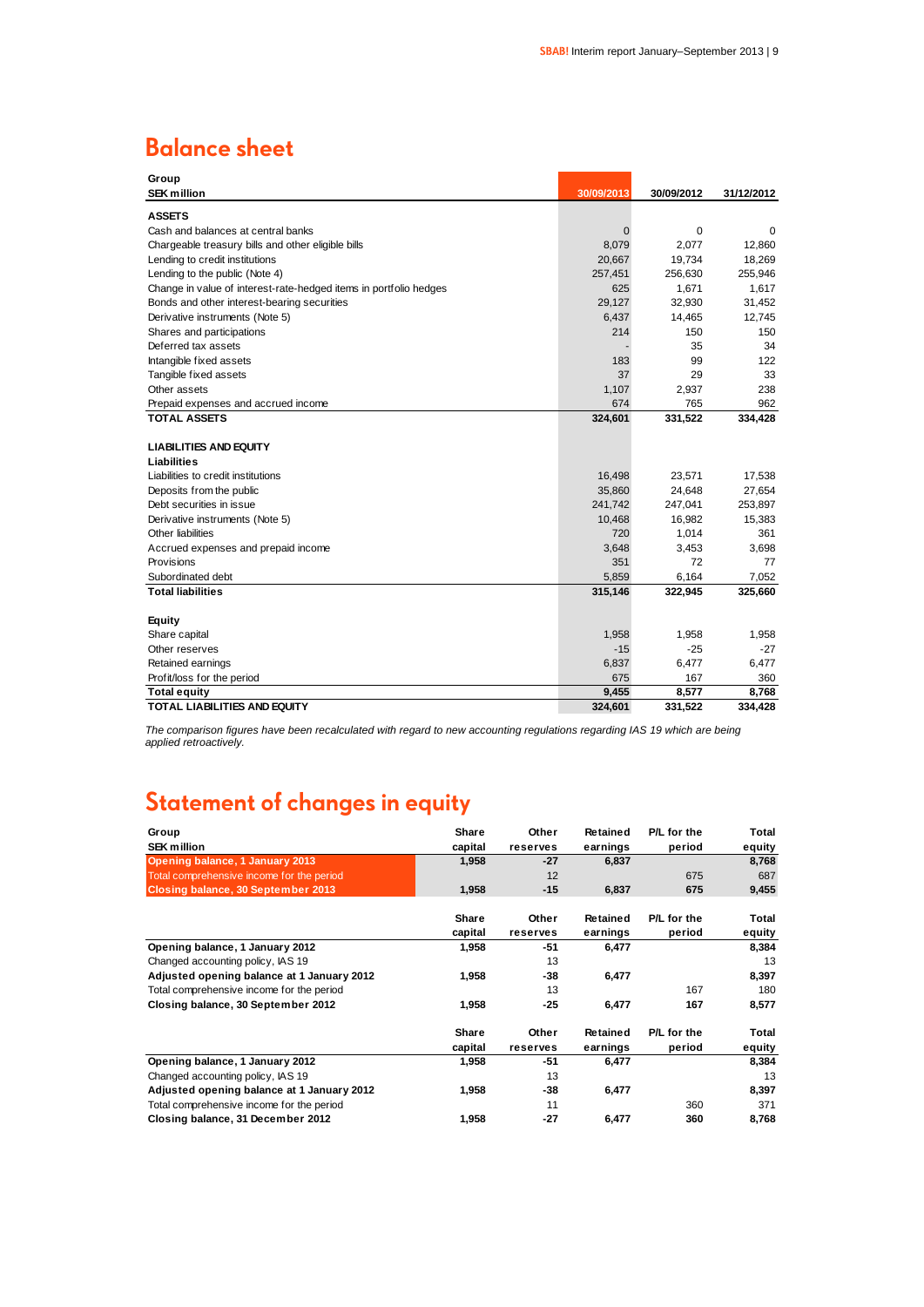## Balance sheet

| Group<br>SEK million | 30/09/2013 | 30/09/2012 | 31/12/2012 |
|---|---|---|---|
| **ASSETS** | | | |
| Cash and balances at central banks | 0 | 0 | 0 |
| Chargeable treasury bills and other eligible bills | 8,079 | 2,077 | 12,860 |
| Lending to credit institutions | 20,667 | 19,734 | 18,269 |
| Lending to the public (Note 4) | 257,451 | 256,630 | 255,946 |
| Change in value of interest-rate-hedged items in portfolio hedges | 625 | 1,671 | 1,617 |
| Bonds and other interest-bearing securities | 29,127 | 32,930 | 31,452 |
| Derivative instruments (Note 5) | 6,437 | 14,465 | 12,745 |
| Shares and participations | 214 | 150 | 150 |
| Deferred tax assets | - | 35 | 34 |
| Intangible fixed assets | 183 | 99 | 122 |
| Tangible fixed assets | 37 | 29 | 33 |
| Other assets | 1,107 | 2,937 | 238 |
| Prepaid expenses and accrued income | 674 | 765 | 962 |
| **TOTAL ASSETS** | **324,601** | **331,522** | **334,428** |
| | | | |
| **LIABILITIES AND EQUITY** | | | |
| **Liabilities** | | | |
| Liabilities to credit institutions | 16,498 | 23,571 | 17,538 |
| Deposits from the public | 35,860 | 24,648 | 27,654 |
| Debt securities in issue | 241,742 | 247,041 | 253,897 |
| Derivative instruments (Note 5) | 10,468 | 16,982 | 15,383 |
| Other liabilities | 720 | 1,014 | 361 |
| Accrued expenses and prepaid income | 3,648 | 3,453 | 3,698 |
| Provisions | 351 | 72 | 77 |
| Subordinated debt | 5,859 | 6,164 | 7,052 |
| **Total liabilities** | **315,146** | **322,945** | **325,660** |
| | | | |
| **Equity** | | | |
| Share capital | 1,958 | 1,958 | 1,958 |
| Other reserves | -15 | -25 | -27 |
| Retained earnings | 6,837 | 6,477 | 6,477 |
| Profit/loss for the period | 675 | 167 | 360 |
| **Total equity** | **9,455** | **8,577** | **8,768** |
| **TOTAL LIABILITIES AND EQUITY** | **324,601** | **331,522** | **334,428** |

*The comparison figures have been recalculated with regard to new accounting regulations regarding IAS 19 which are being applied retroactively.*

## Statement of changes in equity

| Group<br>SEK million | Share capital | Other reserves | Retained earnings | P/L for the period | Total equity |
|---|---|---|---|---|---|
| **Opening balance, 1 January 2013** | **1,958** | **-27** | **6,837** | | **8,768** |
| Total comprehensive income for the period | | 12 | | 675 | 687 |
| **Closing balance, 30 September 2013** | **1,958** | **-15** | **6,837** | **675** | **9,455** |

| | Share capital | Other reserves | Retained earnings | P/L for the period | Total equity |
|---|---|---|---|---|---|
| **Opening balance, 1 January 2012** | **1,958** | **-51** | **6,477** | | **8,384** |
| Changed accounting policy, IAS 19 | | 13 | | | 13 |
| **Adjusted opening balance at 1 January 2012** | **1,958** | **-38** | **6,477** | | **8,397** |
| Total comprehensive income for the period | | 13 | | 167 | 180 |
| **Closing balance, 30 September 2012** | **1,958** | **-25** | **6,477** | **167** | **8,577** |

| | Share capital | Other reserves | Retained earnings | P/L for the period | Total equity |
|---|---|---|---|---|---|
| **Opening balance, 1 January 2012** | **1,958** | **-51** | **6,477** | | **8,384** |
| Changed accounting policy, IAS 19 | | 13 | | | 13 |
| **Adjusted opening balance at 1 January 2012** | **1,958** | **-38** | **6,477** | | **8,397** |
| Total comprehensive income for the period | | 11 | | 360 | 371 |
| **Closing balance, 31 December 2012** | **1,958** | **-27** | **6,477** | **360** | **8,768** |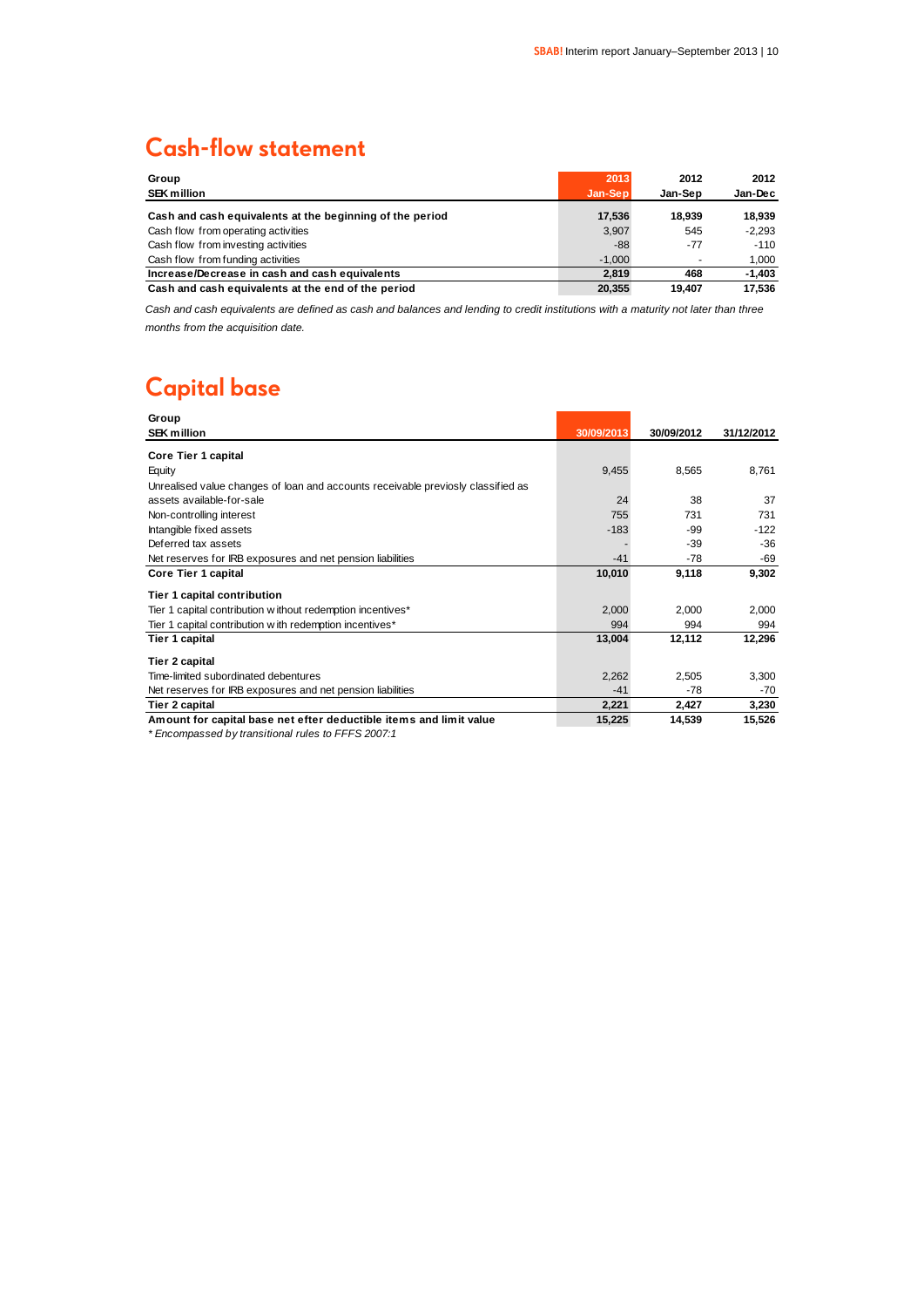## Cash-flow statement

| Group<br>SEK million | 2013<br>Jan-Sep | 2012<br>Jan-Sep | 2012<br>Jan-Dec |
|---|---|---|---|
| **Cash and cash equivalents at the beginning of the period** | **17,536** | **18,939** | **18,939** |
| Cash flow from operating activities | 3,907 | 545 | -2,293 |
| Cash flow from investing activities | -88 | -77 | -110 |
| Cash flow from funding activities | -1,000 | - | 1,000 |
| **Increase/Decrease in cash and cash equivalents** | **2,819** | **468** | **-1,403** |
| **Cash and cash equivalents at the end of the period** | **20,355** | **19,407** | **17,536** |

*Cash and cash equivalents are defined as cash and balances and lending to credit institutions with a maturity not later than three months from the acquisition date.*

## Capital base

| Group<br>SEK million | 30/09/2013 | 30/09/2012 | 31/12/2012 |
|---|---|---|---|
| **Core Tier 1 capital** | | | |
| Equity | 9,455 | 8,565 | 8,761 |
| Unrealised value changes of loan and accounts receivable previosly classified as assets available-for-sale | 24 | 38 | 37 |
| Non-controlling interest | 755 | 731 | 731 |
| Intangible fixed assets | -183 | -99 | -122 |
| Deferred tax assets | - | -39 | -36 |
| Net reserves for IRB exposures and net pension liabilities | -41 | -78 | -69 |
| **Core Tier 1 capital** | **10,010** | **9,118** | **9,302** |
| **Tier 1 capital contribution** | | | |
| Tier 1 capital contribution without redemption incentives* | 2,000 | 2,000 | 2,000 |
| Tier 1 capital contribution with redemption incentives* | 994 | 994 | 994 |
| **Tier 1 capital** | **13,004** | **12,112** | **12,296** |
| **Tier 2 capital** | | | |
| Time-limited subordinated debentures | 2,262 | 2,505 | 3,300 |
| Net reserves for IRB exposures and net pension liabilities | -41 | -78 | -70 |
| **Tier 2 capital** | **2,221** | **2,427** | **3,230** |
| **Amount for capital base net efter deductible items and limit value** | **15,225** | **14,539** | **15,526** |

*\* Encompassed by transitional rules to FFFS 2007:1*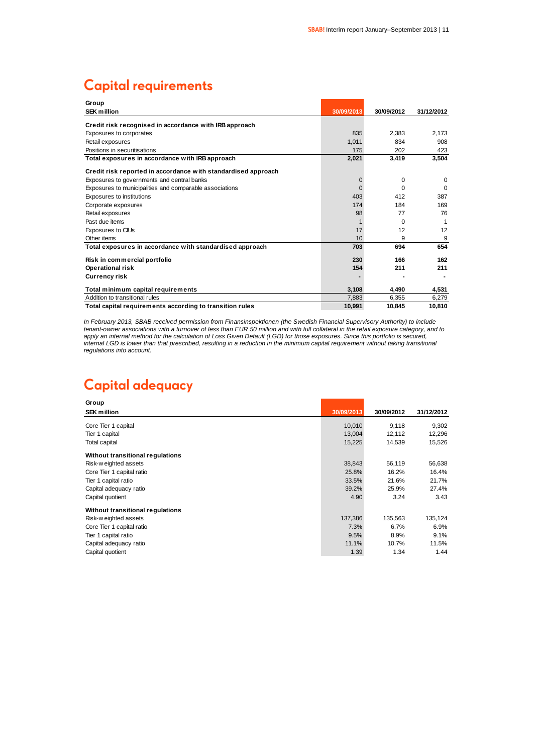# Capital requirements

| Group<br>SEK million | 30/09/2013 | 30/09/2012 | 31/12/2012 |
|---|---|---|---|
| **Credit risk recognised in accordance with IRB approach** | | | |
| Exposures to corporates | 835 | 2,383 | 2,173 |
| Retail exposures | 1,011 | 834 | 908 |
| Positions in securitisations | 175 | 202 | 423 |
| **Total exposures in accordance with IRB approach** | **2,021** | **3,419** | **3,504** |
| **Credit risk reported in accordance with standardised approach** | | | |
| Exposures to governments and central banks | 0 | 0 | 0 |
| Exposures to municipalities and comparable associations | 0 | 0 | 0 |
| Exposures to institutions | 403 | 412 | 387 |
| Corporate exposures | 174 | 184 | 169 |
| Retail exposures | 98 | 77 | 76 |
| Past due items | 1 | 0 | 1 |
| Exposures to CIUs | 17 | 12 | 12 |
| Other items | 10 | 9 | 9 |
| **Total exposures in accordance with standardised approach** | **703** | **694** | **654** |
| **Risk in commercial portfolio** | **230** | **166** | **162** |
| **Operational risk** | **154** | **211** | **211** |
| **Currency risk** | **-** | **-** | **-** |
| **Total minimum capital requirements** | **3,108** | **4,490** | **4,531** |
| Addition to transitional rules | 7,883 | 6,355 | 6,279 |
| **Total capital requirements according to transition rules** | **10,991** | **10,845** | **10,810** |

*In February 2013, SBAB received permission from Finansinspektionen (the Swedish Financial Supervisory Authority) to include tenant-owner associations with a turnover of less than EUR 50 million and with full collateral in the retail exposure category, and to apply an internal method for the calculation of Loss Given Default (LGD) for those exposures. Since this portfolio is secured, internal LGD is lower than that prescribed, resulting in a reduction in the minimum capital requirement without taking transitional regulations into account.*

# Capital adequacy

| Group<br>SEK million | 30/09/2013 | 30/09/2012 | 31/12/2012 |
|---|---|---|---|
| Core Tier 1 capital | 10,010 | 9,118 | 9,302 |
| Tier 1 capital | 13,004 | 12,112 | 12,296 |
| Total capital | 15,225 | 14,539 | 15,526 |
| **Without transitional regulations** | | | |
| Risk-weighted assets | 38,843 | 56,119 | 56,638 |
| Core Tier 1 capital ratio | 25.8% | 16.2% | 16.4% |
| Tier 1 capital ratio | 33.5% | 21.6% | 21.7% |
| Capital adequacy ratio | 39.2% | 25.9% | 27.4% |
| Capital quotient | 4.90 | 3.24 | 3.43 |
| **Without transitional regulations** | | | |
| Risk-weighted assets | 137,386 | 135,563 | 135,124 |
| Core Tier 1 capital ratio | 7.3% | 6.7% | 6.9% |
| Tier 1 capital ratio | 9.5% | 8.9% | 9.1% |
| Capital adequacy ratio | 11.1% | 10.7% | 11.5% |
| Capital quotient | 1.39 | 1.34 | 1.44 |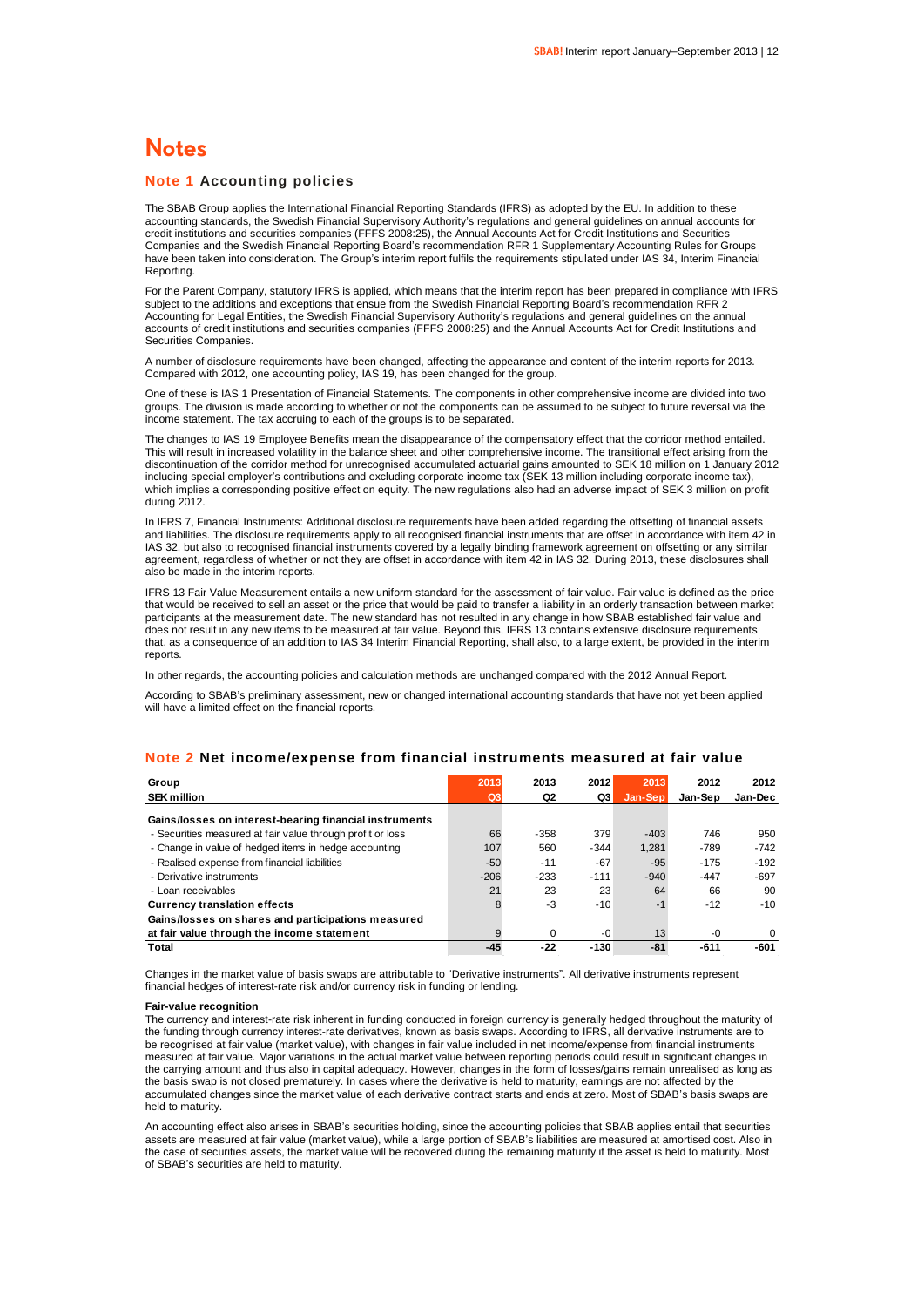# Notes

## Note 1 Accounting policies

The SBAB Group applies the International Financial Reporting Standards (IFRS) as adopted by the EU. In addition to these accounting standards, the Swedish Financial Supervisory Authority's regulations and general guidelines on annual accounts for credit institutions and securities companies (FFFS 2008:25), the Annual Accounts Act for Credit Institutions and Securities Companies and the Swedish Financial Reporting Board's recommendation RFR 1 Supplementary Accounting Rules for Groups have been taken into consideration. The Group's interim report fulfils the requirements stipulated under IAS 34, Interim Financial Reporting.

For the Parent Company, statutory IFRS is applied, which means that the interim report has been prepared in compliance with IFRS subject to the additions and exceptions that ensue from the Swedish Financial Reporting Board's recommendation RFR 2 Accounting for Legal Entities, the Swedish Financial Supervisory Authority's regulations and general guidelines on the annual accounts of credit institutions and securities companies (FFFS 2008:25) and the Annual Accounts Act for Credit Institutions and Securities Companies.

A number of disclosure requirements have been changed, affecting the appearance and content of the interim reports for 2013. Compared with 2012, one accounting policy, IAS 19, has been changed for the group.

One of these is IAS 1 Presentation of Financial Statements. The components in other comprehensive income are divided into two groups. The division is made according to whether or not the components can be assumed to be subject to future reversal via the income statement. The tax accruing to each of the groups is to be separated.

The changes to IAS 19 Employee Benefits mean the disappearance of the compensatory effect that the corridor method entailed. This will result in increased volatility in the balance sheet and other comprehensive income. The transitional effect arising from the discontinuation of the corridor method for unrecognised accumulated actuarial gains amounted to SEK 18 million on 1 January 2012 including special employer's contributions and excluding corporate income tax (SEK 13 million including corporate income tax), which implies a corresponding positive effect on equity. The new regulations also had an adverse impact of SEK 3 million on profit during 2012.

In IFRS 7, Financial Instruments: Additional disclosure requirements have been added regarding the offsetting of financial assets and liabilities. The disclosure requirements apply to all recognised financial instruments that are offset in accordance with item 42 in IAS 32, but also to recognised financial instruments covered by a legally binding framework agreement on offsetting or any similar agreement, regardless of whether or not they are offset in accordance with item 42 in IAS 32. During 2013, these disclosures shall also be made in the interim reports.

IFRS 13 Fair Value Measurement entails a new uniform standard for the assessment of fair value. Fair value is defined as the price that would be received to sell an asset or the price that would be paid to transfer a liability in an orderly transaction between market participants at the measurement date. The new standard has not resulted in any change in how SBAB established fair value and does not result in any new items to be measured at fair value. Beyond this, IFRS 13 contains extensive disclosure requirements that, as a consequence of an addition to IAS 34 Interim Financial Reporting, shall also, to a large extent, be provided in the interim reports.

In other regards, the accounting policies and calculation methods are unchanged compared with the 2012 Annual Report.

According to SBAB's preliminary assessment, new or changed international accounting standards that have not yet been applied will have a limited effect on the financial reports.

## Note 2 Net income/expense from financial instruments measured at fair value

| Group<br>SEK million | 2013<br>Q3 | 2013<br>Q2 | 2012<br>Q3 | 2013<br>Jan-Sep | 2012<br>Jan-Sep | 2012<br>Jan-Dec |
|---|---|---|---|---|---|---|
| **Gains/losses on interest-bearing financial instruments** | | | | | | |
| - Securities measured at fair value through profit or loss | 66 | -358 | 379 | -403 | 746 | 950 |
| - Change in value of hedged items in hedge accounting | 107 | 560 | -344 | 1,281 | -789 | -742 |
| - Realised expense from financial liabilities | -50 | -11 | -67 | -95 | -175 | -192 |
| - Derivative instruments | -206 | -233 | -111 | -940 | -447 | -697 |
| - Loan receivables | 21 | 23 | 23 | 64 | 66 | 90 |
| **Currency translation effects** | 8 | -3 | -10 | -1 | -12 | -10 |
| **Gains/losses on shares and participations measured at fair value through the income statement** | 9 | 0 | -0 | 13 | -0 | 0 |
| **Total** | **-45** | **-22** | **-130** | **-81** | **-611** | **-601** |

Changes in the market value of basis swaps are attributable to "Derivative instruments". All derivative instruments represent financial hedges of interest-rate risk and/or currency risk in funding or lending.

**Fair-value recognition**

The currency and interest-rate risk inherent in funding conducted in foreign currency is generally hedged throughout the maturity of the funding through currency interest-rate derivatives, known as basis swaps. According to IFRS, all derivative instruments are to be recognised at fair value (market value), with changes in fair value included in net income/expense from financial instruments measured at fair value. Major variations in the actual market value between reporting periods could result in significant changes in the carrying amount and thus also in capital adequacy. However, changes in the form of losses/gains remain unrealised as long as the basis swap is not closed prematurely. In cases where the derivative is held to maturity, earnings are not affected by the accumulated changes since the market value of each derivative contract starts and ends at zero. Most of SBAB's basis swaps are held to maturity.

An accounting effect also arises in SBAB's securities holding, since the accounting policies that SBAB applies entail that securities assets are measured at fair value (market value), while a large portion of SBAB's liabilities are measured at amortised cost. Also in the case of securities assets, the market value will be recovered during the remaining maturity if the asset is held to maturity. Most of SBAB's securities are held to maturity.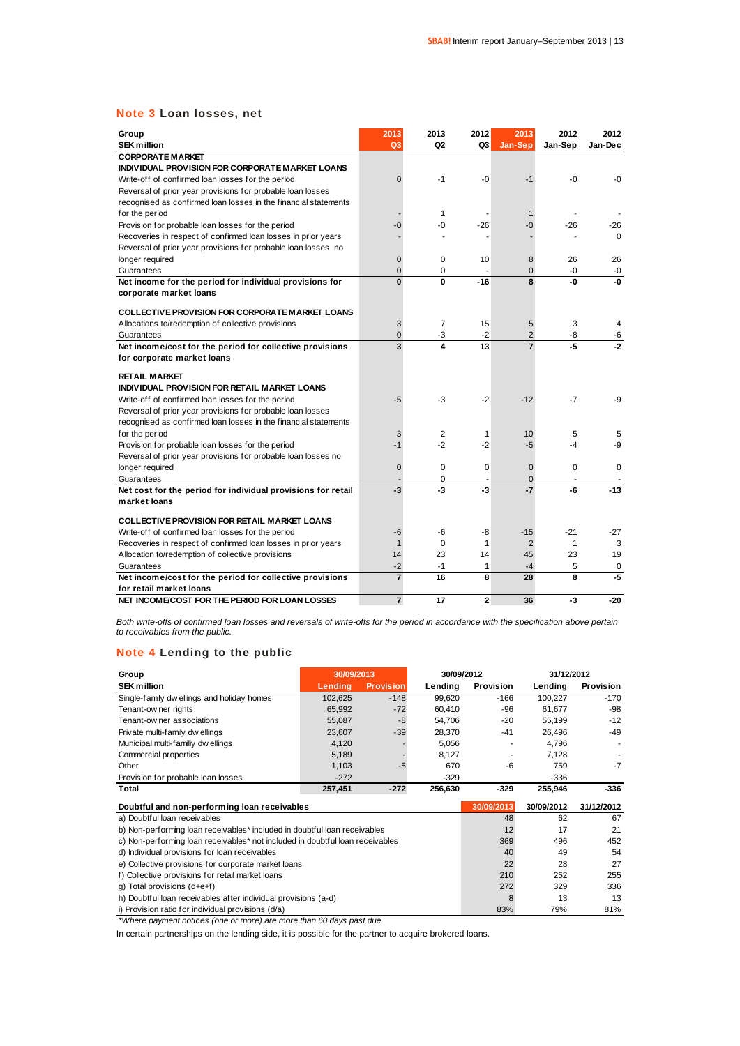## Note 3 Loan losses, net

| Group<br>SEK million | 2013<br>Q3 | 2013<br>Q2 | 2012<br>Q3 | 2013<br>Jan-Sep | 2012<br>Jan-Sep | 2012<br>Jan-Dec |
|---|---|---|---|---|---|---|
| **CORPORATE MARKET** | | | | | | |
| **INDIVIDUAL PROVISION FOR CORPORATE MARKET LOANS** | | | | | | |
| Write-off of confirmed loan losses for the period | 0 | -1 | -0 | -1 | -0 | -0 |
| Reversal of prior year provisions for probable loan losses recognised as confirmed loan losses in the financial statements for the period | - | 1 | - | 1 | - | - |
| Provision for probable loan losses for the period | -0 | -0 | -26 | -0 | -26 | -26 |
| Recoveries in respect of confirmed loan losses in prior years | - | - | - | - | - | 0 |
| Reversal of prior year provisions for probable loan losses no longer required | 0 | 0 | 10 | 8 | 26 | 26 |
| Guarantees | 0 | 0 | - | 0 | -0 | -0 |
| **Net income for the period for individual provisions for corporate market loans** | **0** | **0** | **-16** | **8** | **-0** | **-0** |
| **COLLECTIVE PROVISION FOR CORPORATE MARKET LOANS** | | | | | | |
| Allocations to/redemption of collective provisions | 3 | 7 | 15 | 5 | 3 | 4 |
| Guarantees | 0 | -3 | -2 | 2 | -8 | -6 |
| **Net income/cost for the period for collective provisions for corporate market loans** | **3** | **4** | **13** | **7** | **-5** | **-2** |
| **RETAIL MARKET** | | | | | | |
| **INDIVIDUAL PROVISION FOR RETAIL MARKET LOANS** | | | | | | |
| Write-off of confirmed loan losses for the period | -5 | -3 | -2 | -12 | -7 | -9 |
| Reversal of prior year provisions for probable loan losses recognised as confirmed loan losses in the financial statements for the period | 3 | 2 | 1 | 10 | 5 | 5 |
| Provision for probable loan losses for the period | -1 | -2 | -2 | -5 | -4 | -9 |
| Reversal of prior year provisions for probable loan losses no longer required | 0 | 0 | 0 | 0 | 0 | 0 |
| Guarantees | - | 0 | - | 0 | - | - |
| **Net cost for the period for individual provisions for retail market loans** | **-3** | **-3** | **-3** | **-7** | **-6** | **-13** |
| **COLLECTIVE PROVISION FOR RETAIL MARKET LOANS** | | | | | | |
| Write-off of confirmed loan losses for the period | -6 | -6 | -8 | -15 | -21 | -27 |
| Recoveries in respect of confirmed loan losses in prior years | 1 | 0 | 1 | 2 | 1 | 3 |
| Allocation to/redemption of collective provisions | 14 | 23 | 14 | 45 | 23 | 19 |
| Guarantees | -2 | -1 | 1 | -4 | 5 | 0 |
| **Net income/cost for the period for collective provisions for retail market loans** | **7** | **16** | **8** | **28** | **8** | **-5** |
| **NET INCOME/COST FOR THE PERIOD FOR LOAN LOSSES** | **7** | **17** | **2** | **36** | **-3** | **-20** |

*Both write-offs of confirmed loan losses and reversals of write-offs for the period in accordance with the specification above pertain to receivables from the public.*

## Note 4 Lending to the public

| Group | 30/09/2013 | | 30/09/2012 | | 31/12/2012 | |
|---|---|---|---|---|---|---|
| **SEK million** | **Lending** | **Provision** | **Lending** | **Provision** | **Lending** | **Provision** |
| Single-family dwellings and holiday homes | 102,625 | -148 | 99,620 | -166 | 100,227 | -170 |
| Tenant-owner rights | 65,992 | -72 | 60,410 | -96 | 61,677 | -98 |
| Tenant-owner associations | 55,087 | -8 | 54,706 | -20 | 55,199 | -12 |
| Private multi-family dwellings | 23,607 | -39 | 28,370 | -41 | 26,496 | -49 |
| Municipal multi-familiy dwellings | 4,120 | - | 5,056 | - | 4,796 | - |
| Commercial properties | 5,189 | - | 8,127 | - | 7,128 | - |
| Other | 1,103 | -5 | 670 | -6 | 759 | -7 |
| Provision for probable loan losses | -272 | | -329 | | -336 | |
| **Total** | **257,451** | **-272** | **256,630** | **-329** | **255,946** | **-336** |

| Doubtful and non-performing loan receivables | 30/09/2013 | 30/09/2012 | 31/12/2012 |
|---|---|---|---|
| a) Doubtful loan receivables | 48 | 62 | 67 |
| b) Non-performing loan receivables* included in doubtful loan receivables | 12 | 17 | 21 |
| c) Non-performing loan receivables* not included in doubtful loan receivables | 369 | 496 | 452 |
| d) Individual provisions for loan receivables | 40 | 49 | 54 |
| e) Collective provisions for corporate market loans | 22 | 28 | 27 |
| f) Collective provisions for retail market loans | 210 | 252 | 255 |
| g) Total provisions (d+e+f) | 272 | 329 | 336 |
| h) Doubtful loan receivables after individual provisions (a-d) | 8 | 13 | 13 |
| i) Provision ratio for individual provisions (d/a) | 83% | 79% | 81% |

*\*Where payment notices (one or more) are more than 60 days past due*

In certain partnerships on the lending side, it is possible for the partner to acquire brokered loans.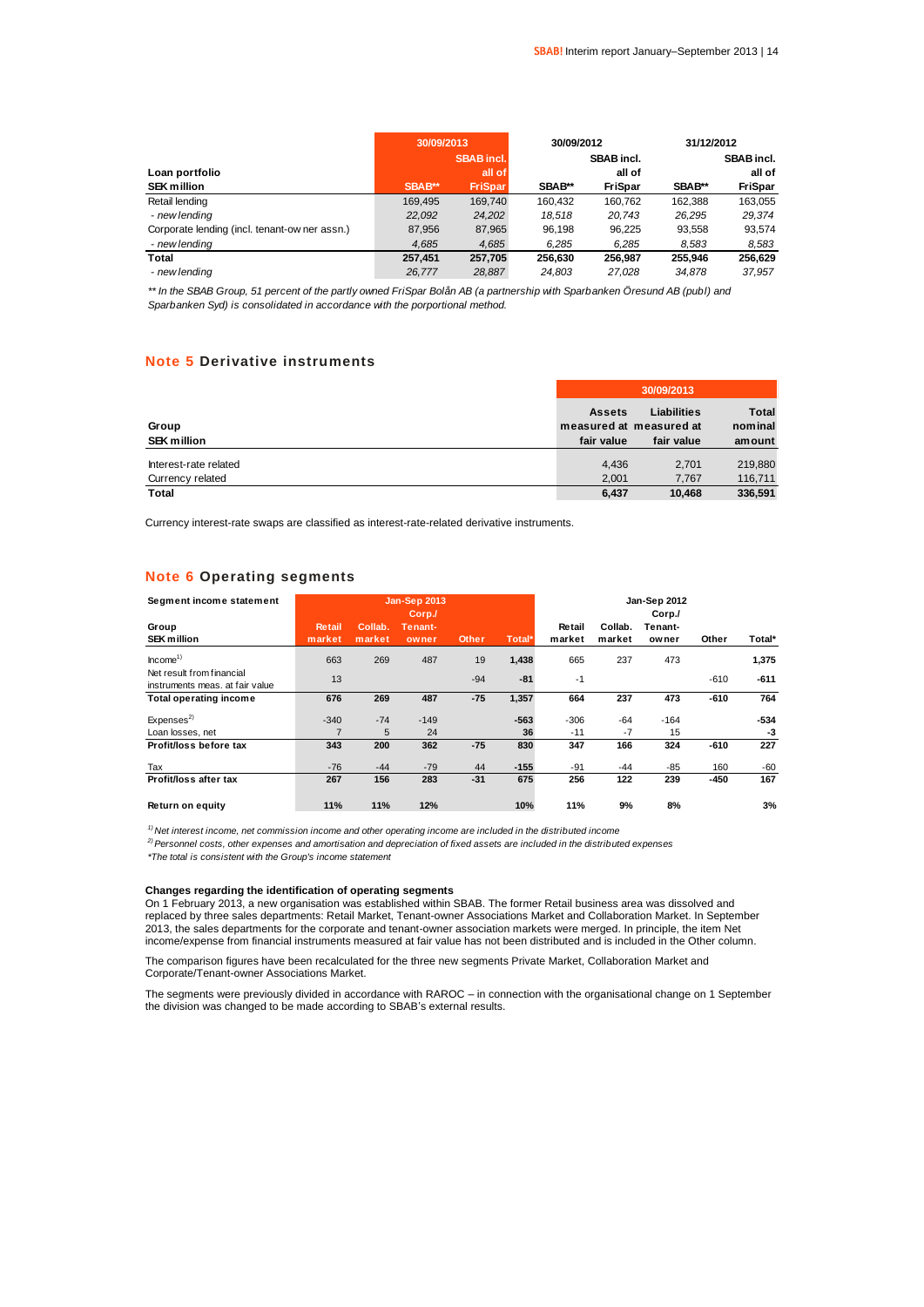| Loan portfolio SEK million | 30/09/2013 SBAB** | 30/09/2013 SBAB incl. all of FriSpar | 30/09/2012 SBAB** | 30/09/2012 SBAB incl. all of FriSpar | 31/12/2012 SBAB** | 31/12/2012 SBAB incl. all of FriSpar |
|---|---|---|---|---|---|---|
| Retail lending | 169,495 | 169,740 | 160,432 | 160,762 | 162,388 | 163,055 |
| *- new lending* | *22,092* | *24,202* | *18,518* | *20,743* | *26,295* | *29,374* |
| Corporate lending (incl. tenant-owner assn.) | 87,956 | 87,965 | 96,198 | 96,225 | 93,558 | 93,574 |
| *- new lending* | *4,685* | *4,685* | *6,285* | *6,285* | *8,583* | *8,583* |
| **Total** | **257,451** | **257,705** | **256,630** | **256,987** | **255,946** | **256,629** |
| *- new lending* | *26,777* | *28,887* | *24,803* | *27,028* | *34,878* | *37,957* |

*\*\* In the SBAB Group, 51 percent of the partly owned FriSpar Bolån AB (a partnership with Sparbanken Öresund AB (publ) and Sparbanken Syd) is consolidated in accordance with the porportional method.*

## Note 5 Derivative instruments

| Group SEK million | 30/09/2013 Assets measured at fair value | Liabilities measured at fair value | Total nominal amount |
|---|---|---|---|
| Interest-rate related | 4,436 | 2,701 | 219,880 |
| Currency related | 2,001 | 7,767 | 116,711 |
| **Total** | **6,437** | **10,468** | **336,591** |

Currency interest-rate swaps are classified as interest-rate-related derivative instruments.

## Note 6 Operating segments

| Segment income statement | Jan-Sep 2013 | | | | | Jan-Sep 2012 | | | | |
|---|---|---|---|---|---|---|---|---|---|---|
| Group SEK million | Retail market | Collab. market | Corp./ Tenant-owner | Other | Total* | Retail market | Collab. market | Corp./ Tenant-owner | Other | Total* |
| Income[1] | 663 | 269 | 487 | 19 | 1,438 | 665 | 237 | 473 | | 1,375 |
| Net result from financial instruments meas. at fair value | 13 | | | -94 | -81 | -1 | | | -610 | -611 |
| **Total operating income** | **676** | **269** | **487** | **-75** | **1,357** | **664** | **237** | **473** | **-610** | **764** |
| Expenses[2] | -340 | -74 | -149 | | -563 | -306 | -64 | -164 | | -534 |
| Loan losses, net | 7 | 5 | 24 | | 36 | -11 | -7 | 15 | | -3 |
| **Profit/loss before tax** | **343** | **200** | **362** | **-75** | **830** | **347** | **166** | **324** | **-610** | **227** |
| Tax | -76 | -44 | -79 | 44 | -155 | -91 | -44 | -85 | 160 | -60 |
| **Profit/loss after tax** | **267** | **156** | **283** | **-31** | **675** | **256** | **122** | **239** | **-450** | **167** |
| **Return on equity** | **11%** | **11%** | **12%** | | **10%** | **11%** | **9%** | **8%** | | **3%** |

*[1] Net interest income, net commission income and other operating income are included in the distributed income*

*[2] Personnel costs, other expenses and amortisation and depreciation of fixed assets are included in the distributed expenses*

*\*The total is consistent with the Group's income statement*

**Changes regarding the identification of operating segments**

On 1 February 2013, a new organisation was established within SBAB. The former Retail business area was dissolved and replaced by three sales departments: Retail Market, Tenant-owner Associations Market and Collaboration Market. In September 2013, the sales departments for the corporate and tenant-owner association markets were merged. In principle, the item Net income/expense from financial instruments measured at fair value has not been distributed and is included in the Other column.

The comparison figures have been recalculated for the three new segments Private Market, Collaboration Market and Corporate/Tenant-owner Associations Market.

The segments were previously divided in accordance with RAROC – in connection with the organisational change on 1 September the division was changed to be made according to SBAB's external results.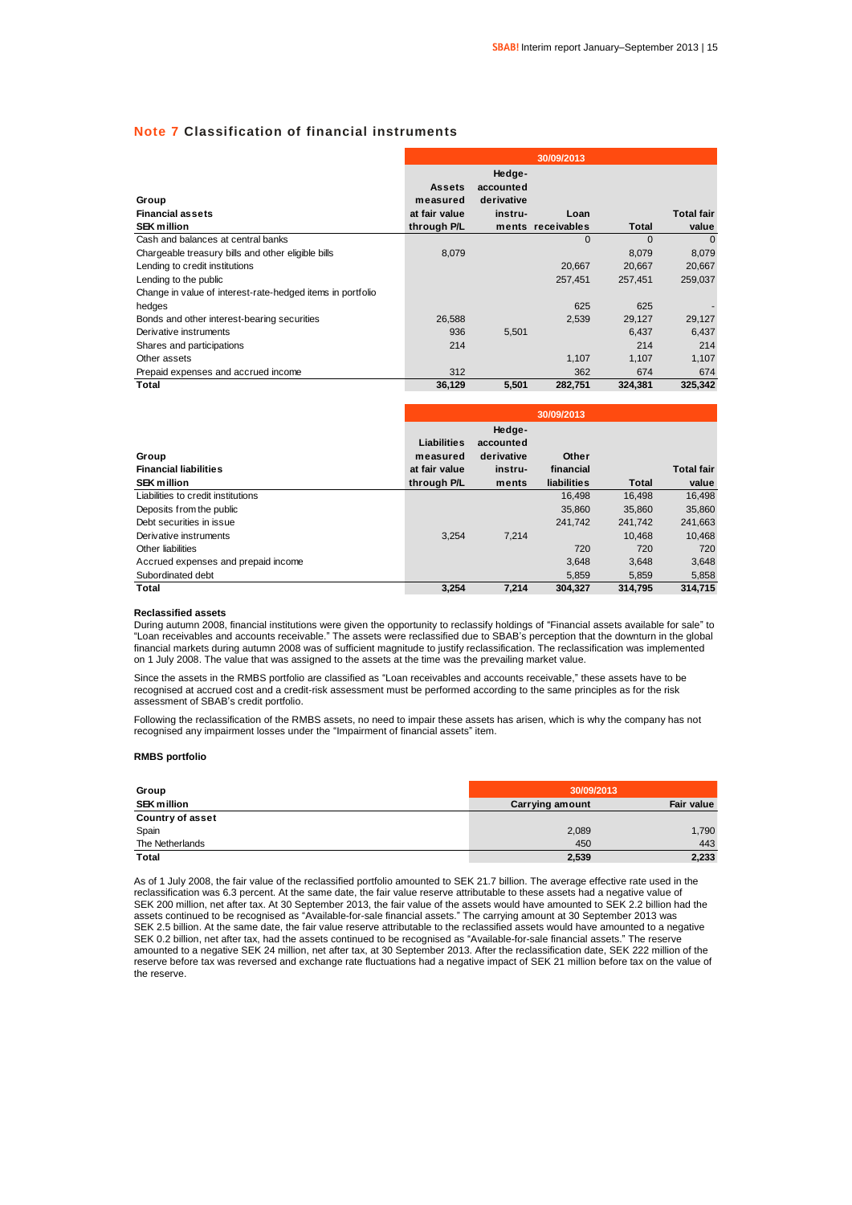## Note 7 Classification of financial instruments

| Group<br>Financial assets<br>SEK million | 30/09/2013<br>Assets measured at fair value through P/L | Hedge-accounted derivative instru-ments | Loan receivables | Total | Total fair value |
|---|---|---|---|---|---|
| Cash and balances at central banks | | | 0 | 0 | 0 |
| Chargeable treasury bills and other eligible bills | 8,079 | | | 8,079 | 8,079 |
| Lending to credit institutions | | | 20,667 | 20,667 | 20,667 |
| Lending to the public | | | 257,451 | 257,451 | 259,037 |
| Change in value of interest-rate-hedged items in portfolio hedges | | | 625 | 625 | - |
| Bonds and other interest-bearing securities | 26,588 | | 2,539 | 29,127 | 29,127 |
| Derivative instruments | 936 | 5,501 | | 6,437 | 6,437 |
| Shares and participations | 214 | | | 214 | 214 |
| Other assets | | | 1,107 | 1,107 | 1,107 |
| Prepaid expenses and accrued income | 312 | | 362 | 674 | 674 |
| **Total** | **36,129** | **5,501** | **282,751** | **324,381** | **325,342** |

| Group<br>Financial liabilities<br>SEK million | 30/09/2013<br>Liabilities measured at fair value through P/L | Hedge-accounted derivative instru-ments | Other financial liabilities | Total | Total fair value |
|---|---|---|---|---|---|
| Liabilities to credit institutions | | | 16,498 | 16,498 | 16,498 |
| Deposits from the public | | | 35,860 | 35,860 | 35,860 |
| Debt securities in issue | | | 241,742 | 241,742 | 241,663 |
| Derivative instruments | 3,254 | 7,214 | | 10,468 | 10,468 |
| Other liabilities | | | 720 | 720 | 720 |
| Accrued expenses and prepaid income | | | 3,648 | 3,648 | 3,648 |
| Subordinated debt | | | 5,859 | 5,859 | 5,858 |
| **Total** | **3,254** | **7,214** | **304,327** | **314,795** | **314,715** |

**Reclassified assets**

During autumn 2008, financial institutions were given the opportunity to reclassify holdings of "Financial assets available for sale" to "Loan receivables and accounts receivable." The assets were reclassified due to SBAB's perception that the downturn in the global financial markets during autumn 2008 was of sufficient magnitude to justify reclassification. The reclassification was implemented on 1 July 2008. The value that was assigned to the assets at the time was the prevailing market value.

Since the assets in the RMBS portfolio are classified as "Loan receivables and accounts receivable," these assets have to be recognised at accrued cost and a credit-risk assessment must be performed according to the same principles as for the risk assessment of SBAB's credit portfolio.

Following the reclassification of the RMBS assets, no need to impair these assets has arisen, which is why the company has not recognised any impairment losses under the "Impairment of financial assets" item.

**RMBS portfolio**

| Group<br>SEK million | 30/09/2013<br>Carrying amount | Fair value |
|---|---|---|
| **Country of asset** | | |
| Spain | 2,089 | 1,790 |
| The Netherlands | 450 | 443 |
| **Total** | **2,539** | **2,233** |

As of 1 July 2008, the fair value of the reclassified portfolio amounted to SEK 21.7 billion. The average effective rate used in the reclassification was 6.3 percent. At the same date, the fair value reserve attributable to these assets had a negative value of SEK 200 million, net after tax. At 30 September 2013, the fair value of the assets would have amounted to SEK 2.2 billion had the assets continued to be recognised as "Available-for-sale financial assets." The carrying amount at 30 September 2013 was SEK 2.5 billion. At the same date, the fair value reserve attributable to the reclassified assets would have amounted to a negative SEK 0.2 billion, net after tax, had the assets continued to be recognised as "Available-for-sale financial assets." The reserve amounted to a negative SEK 24 million, net after tax, at 30 September 2013. After the reclassification date, SEK 222 million of the reserve before tax was reversed and exchange rate fluctuations had a negative impact of SEK 21 million before tax on the value of the reserve.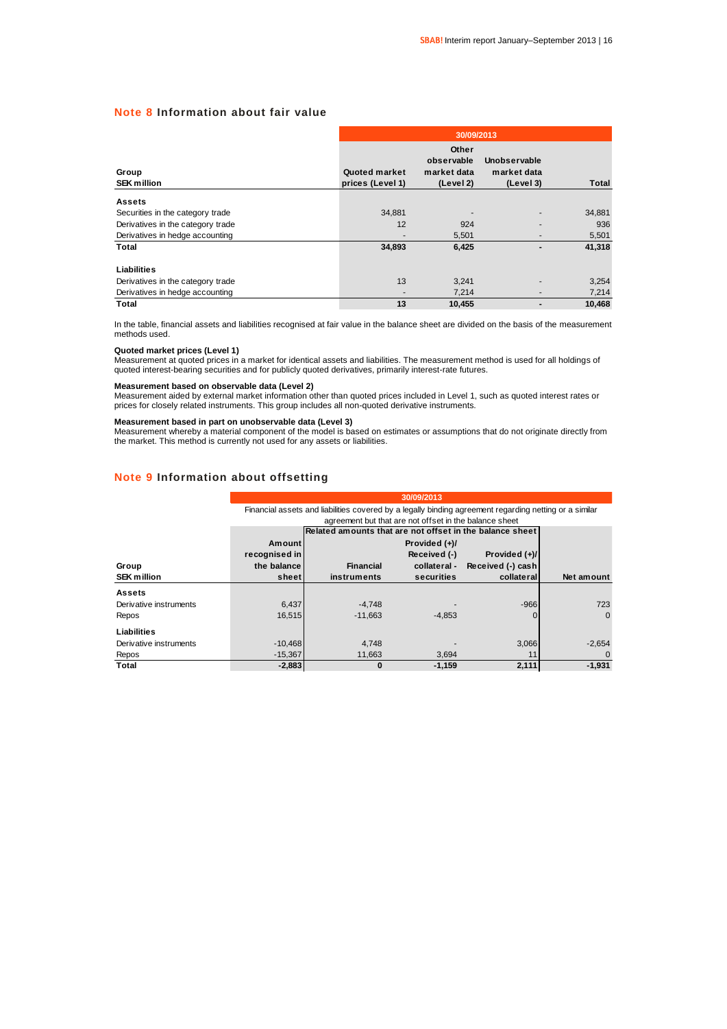## Note 8 Information about fair value

| Group SEK million | 30/09/2013 Quoted market prices (Level 1) | Other observable market data (Level 2) | Unobservable market data (Level 3) | Total |
|---|---|---|---|---|
| **Assets** | | | | |
| Securities in the category trade | 34,881 | - | - | 34,881 |
| Derivatives in the category trade | 12 | 924 | - | 936 |
| Derivatives in hedge accounting | - | 5,501 | - | 5,501 |
| **Total** | **34,893** | **6,425** | **-** | **41,318** |
| **Liabilities** | | | | |
| Derivatives in the category trade | 13 | 3,241 | - | 3,254 |
| Derivatives in hedge accounting | - | 7,214 | - | 7,214 |
| **Total** | **13** | **10,455** | **-** | **10,468** |

In the table, financial assets and liabilities recognised at fair value in the balance sheet are divided on the basis of the measurement methods used.

**Quoted market prices (Level 1)**
Measurement at quoted prices in a market for identical assets and liabilities. The measurement method is used for all holdings of quoted interest-bearing securities and for publicly quoted derivatives, primarily interest-rate futures.

**Measurement based on observable data (Level 2)**
Measurement aided by external market information other than quoted prices included in Level 1, such as quoted interest rates or prices for closely related instruments. This group includes all non-quoted derivative instruments.

**Measurement based in part on unobservable data (Level 3)**
Measurement whereby a material component of the model is based on estimates or assumptions that do not originate directly from the market. This method is currently not used for any assets or liabilities.

## Note 9 Information about offsetting

30/09/2013 — Financial assets and liabilities covered by a legally binding agreement regarding netting or a similar agreement but that are not offset in the balance sheet

| Group SEK million | Amount recognised in the balance sheet | Related amounts that are not offset in the balance sheet: Financial instruments | Provided (+)/ Received (-) collateral - securities | Provided (+)/ Received (-) cash collateral | Net amount |
|---|---|---|---|---|---|
| **Assets** | | | | | |
| Derivative instruments | 6,437 | -4,748 | - | -966 | 723 |
| Repos | 16,515 | -11,663 | -4,853 | 0 | 0 |
| **Liabilities** | | | | | |
| Derivative instruments | -10,468 | 4,748 | - | 3,066 | -2,654 |
| Repos | -15,367 | 11,663 | 3,694 | 11 | 0 |
| **Total** | **-2,883** | **0** | **-1,159** | **2,111** | **-1,931** |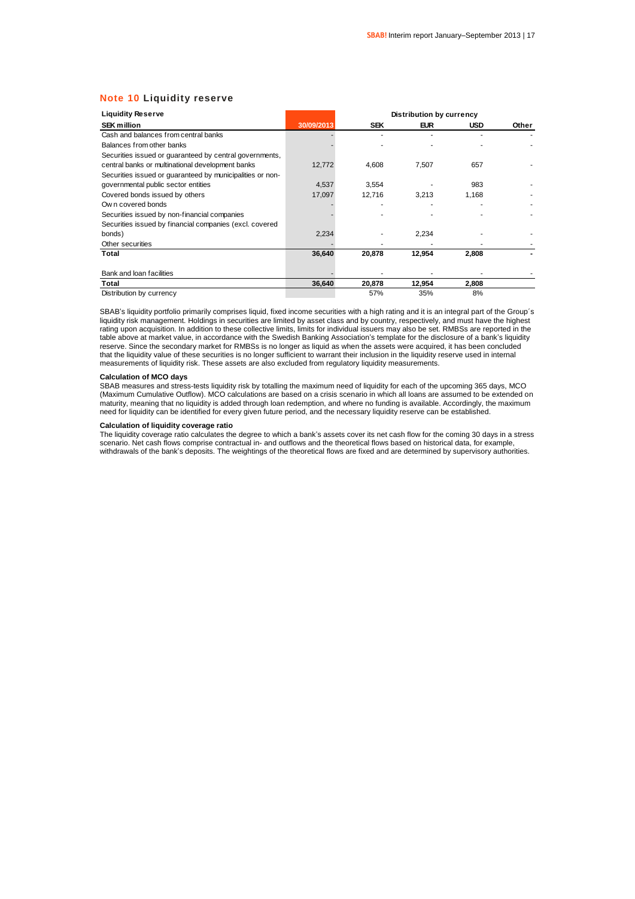## Note 10 Liquidity reserve

| Liquidity Reserve | | Distribution by currency | | | |
|---|---|---|---|---|---|
| SEK million | 30/09/2013 | SEK | EUR | USD | Other |
| Cash and balances from central banks | - | - | - | - | - |
| Balances from other banks | - | - | - | - | - |
| Securities issued or guaranteed by central governments, central banks or multinational development banks | 12,772 | 4,608 | 7,507 | 657 | - |
| Securities issued or guaranteed by municipalities or non-governmental public sector entities | 4,537 | 3,554 | - | 983 | - |
| Covered bonds issued by others | 17,097 | 12,716 | 3,213 | 1,168 | - |
| Own covered bonds | - | - | - | - | - |
| Securities issued by non-financial companies | - | - | - | - | - |
| Securities issued by financial companies (excl. covered bonds) | 2,234 | - | 2,234 | - | - |
| Other securities | - | - | - | - | - |
| **Total** | **36,640** | **20,878** | **12,954** | **2,808** | **-** |
| | | | | | |
| Bank and loan facilities | - | - | - | - | - |
| **Total** | **36,640** | **20,878** | **12,954** | **2,808** | |
| Distribution by currency | | 57% | 35% | 8% | |

SBAB's liquidity portfolio primarily comprises liquid, fixed income securities with a high rating and it is an integral part of the Group´s liquidity risk management. Holdings in securities are limited by asset class and by country, respectively, and must have the highest rating upon acquisition. In addition to these collective limits, limits for individual issuers may also be set. RMBSs are reported in the table above at market value, in accordance with the Swedish Banking Association's template for the disclosure of a bank's liquidity reserve. Since the secondary market for RMBSs is no longer as liquid as when the assets were acquired, it has been concluded that the liquidity value of these securities is no longer sufficient to warrant their inclusion in the liquidity reserve used in internal measurements of liquidity risk. These assets are also excluded from regulatory liquidity measurements.

**Calculation of MCO days**

SBAB measures and stress-tests liquidity risk by totalling the maximum need of liquidity for each of the upcoming 365 days, MCO (Maximum Cumulative Outflow). MCO calculations are based on a crisis scenario in which all loans are assumed to be extended on maturity, meaning that no liquidity is added through loan redemption, and where no funding is available. Accordingly, the maximum need for liquidity can be identified for every given future period, and the necessary liquidity reserve can be established.

**Calculation of liquidity coverage ratio**

The liquidity coverage ratio calculates the degree to which a bank's assets cover its net cash flow for the coming 30 days in a stress scenario. Net cash flows comprise contractual in- and outflows and the theoretical flows based on historical data, for example, withdrawals of the bank's deposits. The weightings of the theoretical flows are fixed and are determined by supervisory authorities.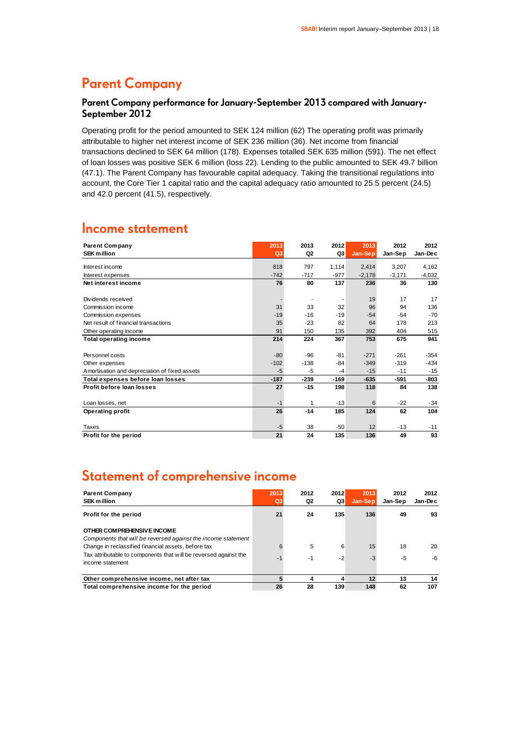# Parent Company

### Parent Company performance for January-September 2013 compared with January-September 2012

Operating profit for the period amounted to SEK 124 million (62) The operating profit was primarily attributable to higher net interest income of SEK 236 million (36). Net income from financial transactions declined to SEK 64 million (178). Expenses totalled SEK 635 million (591). The net effect of loan losses was positive SEK 6 million (loss 22). Lending to the public amounted to SEK 49.7 billion (47.1). The Parent Company has favourable capital adequacy. Taking the transitional regulations into account, the Core Tier 1 capital ratio and the capital adequacy ratio amounted to 25.5 percent (24.5) and 42.0 percent (41.5), respectively.

# Income statement

| Parent Company<br>SEK million | 2013<br>Q3 | 2013<br>Q2 | 2012<br>Q3 | 2013<br>Jan-Sep | 2012<br>Jan-Sep | 2012<br>Jan-Dec |
|---|---|---|---|---|---|---|
| Interest income | 818 | 797 | 1,114 | 2,414 | 3,207 | 4,162 |
| Interest expenses | -742 | -717 | -977 | -2,178 | -3,171 | -4,032 |
| **Net interest income** | **76** | **80** | **137** | **236** | **36** | **130** |
| Dividends received | - | - | - | 19 | 17 | 17 |
| Commission income | 31 | 33 | 32 | 96 | 94 | 136 |
| Commission expenses | -19 | -16 | -19 | -54 | -54 | -70 |
| Net result of financial transactions | 35 | -23 | 82 | 64 | 178 | 213 |
| Other operating income | 91 | 150 | 135 | 392 | 404 | 515 |
| **Total operating income** | **214** | **224** | **367** | **753** | **675** | **941** |
| Personnel costs | -80 | -96 | -81 | -271 | -261 | -354 |
| Other expenses | -102 | -138 | -84 | -349 | -319 | -434 |
| Amortisation and depreciation of fixed assets | -5 | -5 | -4 | -15 | -11 | -15 |
| **Total expenses before loan losses** | **-187** | **-239** | **-169** | **-635** | **-591** | **-803** |
| **Profit before loan losses** | **27** | **-15** | **198** | **118** | **84** | **138** |
| Loan losses, net | -1 | 1 | -13 | 6 | -22 | -34 |
| **Operating profit** | **26** | **-14** | **185** | **124** | **62** | **104** |
| Taxes | -5 | 38 | -50 | 12 | -13 | -11 |
| **Profit for the period** | **21** | **24** | **135** | **136** | **49** | **93** |

# Statement of comprehensive income

| Parent Company<br>SEK million | 2013<br>Q3 | 2012<br>Q2 | 2012<br>Q3 | 2013<br>Jan-Sep | 2012<br>Jan-Sep | 2012<br>Jan-Dec |
|---|---|---|---|---|---|---|
| **Profit for the period** | **21** | **24** | **135** | **136** | **49** | **93** |
| **OTHER COMPREHENSIVE INCOME** | | | | | | |
| *Components that will be reversed against the income statement* | | | | | | |
| Change in reclassified financial assets, before tax | 6 | 5 | 6 | 15 | 18 | 20 |
| Tax attributable to components that will be reversed against the income statement | -1 | -1 | -2 | -3 | -5 | -6 |
| **Other comprehensive income, net after tax** | **5** | **4** | **4** | **12** | **13** | **14** |
| **Total comprehensive income for the period** | **26** | **28** | **139** | **148** | **62** | **107** |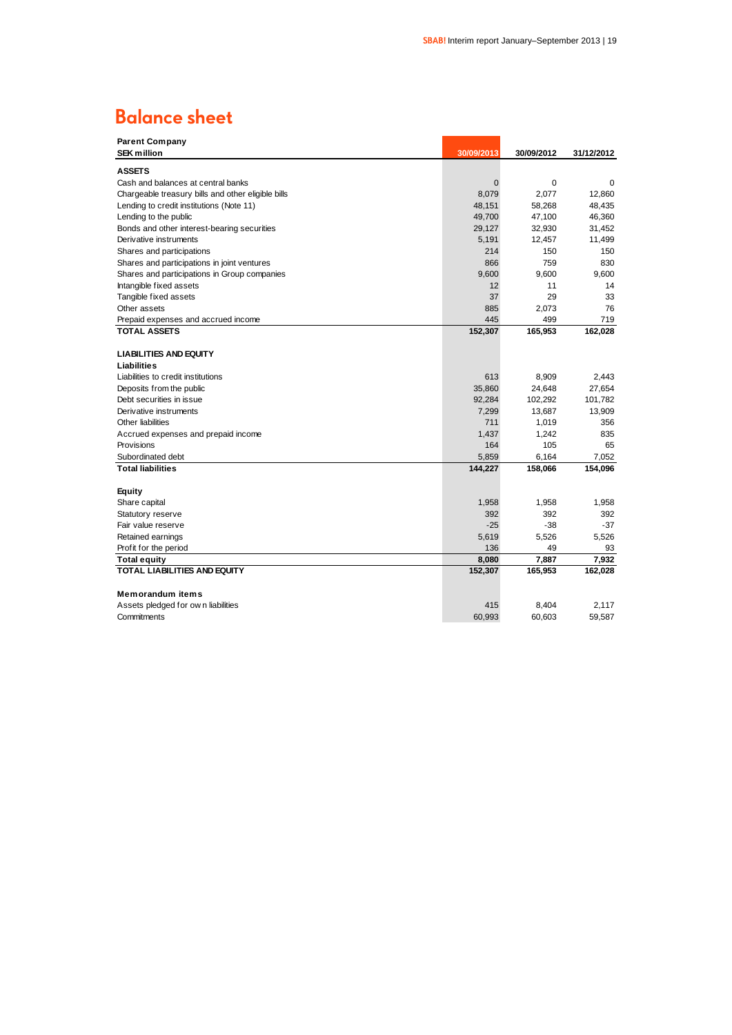# Balance sheet

| Parent Company<br>SEK million | 30/09/2013 | 30/09/2012 | 31/12/2012 |
|---|---|---|---|
| **ASSETS** | | | |
| Cash and balances at central banks | 0 | 0 | 0 |
| Chargeable treasury bills and other eligible bills | 8,079 | 2,077 | 12,860 |
| Lending to credit institutions (Note 11) | 48,151 | 58,268 | 48,435 |
| Lending to the public | 49,700 | 47,100 | 46,360 |
| Bonds and other interest-bearing securities | 29,127 | 32,930 | 31,452 |
| Derivative instruments | 5,191 | 12,457 | 11,499 |
| Shares and participations | 214 | 150 | 150 |
| Shares and participations in joint ventures | 866 | 759 | 830 |
| Shares and participations in Group companies | 9,600 | 9,600 | 9,600 |
| Intangible fixed assets | 12 | 11 | 14 |
| Tangible fixed assets | 37 | 29 | 33 |
| Other assets | 885 | 2,073 | 76 |
| Prepaid expenses and accrued income | 445 | 499 | 719 |
| **TOTAL ASSETS** | **152,307** | **165,953** | **162,028** |
| | | | |
| **LIABILITIES AND EQUITY** | | | |
| **Liabilities** | | | |
| Liabilities to credit institutions | 613 | 8,909 | 2,443 |
| Deposits from the public | 35,860 | 24,648 | 27,654 |
| Debt securities in issue | 92,284 | 102,292 | 101,782 |
| Derivative instruments | 7,299 | 13,687 | 13,909 |
| Other liabilities | 711 | 1,019 | 356 |
| Accrued expenses and prepaid income | 1,437 | 1,242 | 835 |
| Provisions | 164 | 105 | 65 |
| Subordinated debt | 5,859 | 6,164 | 7,052 |
| **Total liabilities** | **144,227** | **158,066** | **154,096** |
| | | | |
| **Equity** | | | |
| Share capital | 1,958 | 1,958 | 1,958 |
| Statutory reserve | 392 | 392 | 392 |
| Fair value reserve | -25 | -38 | -37 |
| Retained earnings | 5,619 | 5,526 | 5,526 |
| Profit for the period | 136 | 49 | 93 |
| **Total equity** | **8,080** | **7,887** | **7,932** |
| **TOTAL LIABILITIES AND EQUITY** | **152,307** | **165,953** | **162,028** |
| | | | |
| **Memorandum items** | | | |
| Assets pledged for own liabilities | 415 | 8,404 | 2,117 |
| Commitments | 60,993 | 60,603 | 59,587 |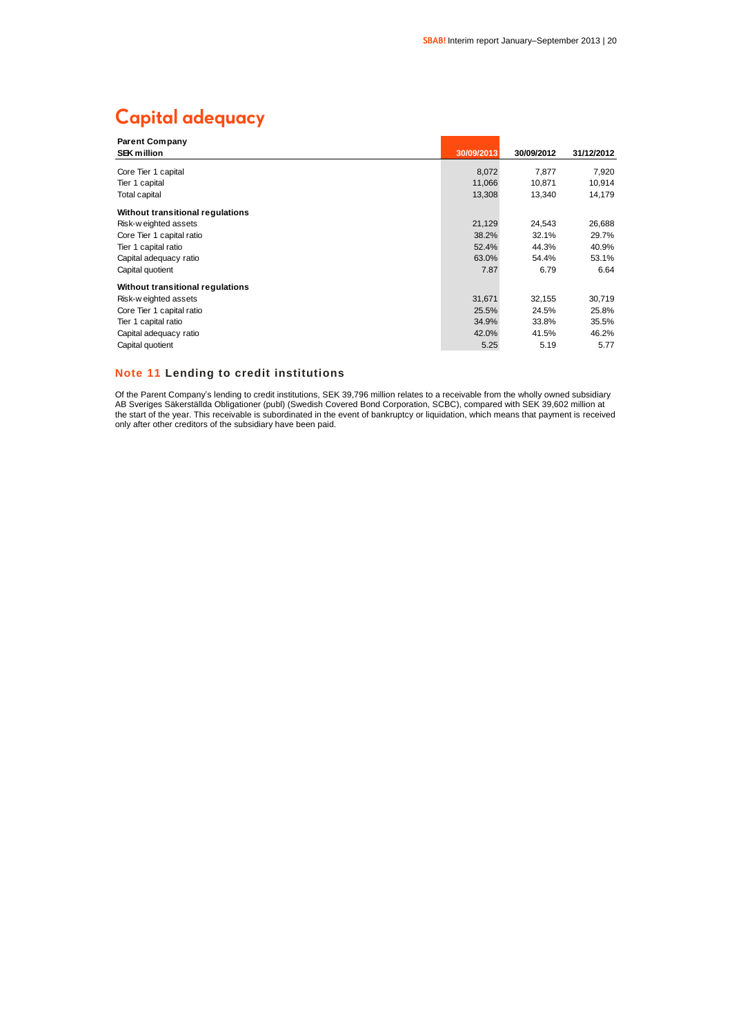# Capital adequacy

| Parent Company<br>SEK million | 30/09/2013 | 30/09/2012 | 31/12/2012 |
|---|---|---|---|
| Core Tier 1 capital | 8,072 | 7,877 | 7,920 |
| Tier 1 capital | 11,066 | 10,871 | 10,914 |
| Total capital | 13,308 | 13,340 | 14,179 |
| **Without transitional regulations** | | | |
| Risk-weighted assets | 21,129 | 24,543 | 26,688 |
| Core Tier 1 capital ratio | 38.2% | 32.1% | 29.7% |
| Tier 1 capital ratio | 52.4% | 44.3% | 40.9% |
| Capital adequacy ratio | 63.0% | 54.4% | 53.1% |
| Capital quotient | 7.87 | 6.79 | 6.64 |
| **Without transitional regulations** | | | |
| Risk-weighted assets | 31,671 | 32,155 | 30,719 |
| Core Tier 1 capital ratio | 25.5% | 24.5% | 25.8% |
| Tier 1 capital ratio | 34.9% | 33.8% | 35.5% |
| Capital adequacy ratio | 42.0% | 41.5% | 46.2% |
| Capital quotient | 5.25 | 5.19 | 5.77 |

### Note 11 Lending to credit institutions

Of the Parent Company's lending to credit institutions, SEK 39,796 million relates to a receivable from the wholly owned subsidiary AB Sveriges Säkerställda Obligationer (publ) (Swedish Covered Bond Corporation, SCBC), compared with SEK 39,602 million at the start of the year. This receivable is subordinated in the event of bankruptcy or liquidation, which means that payment is received only after other creditors of the subsidiary have been paid.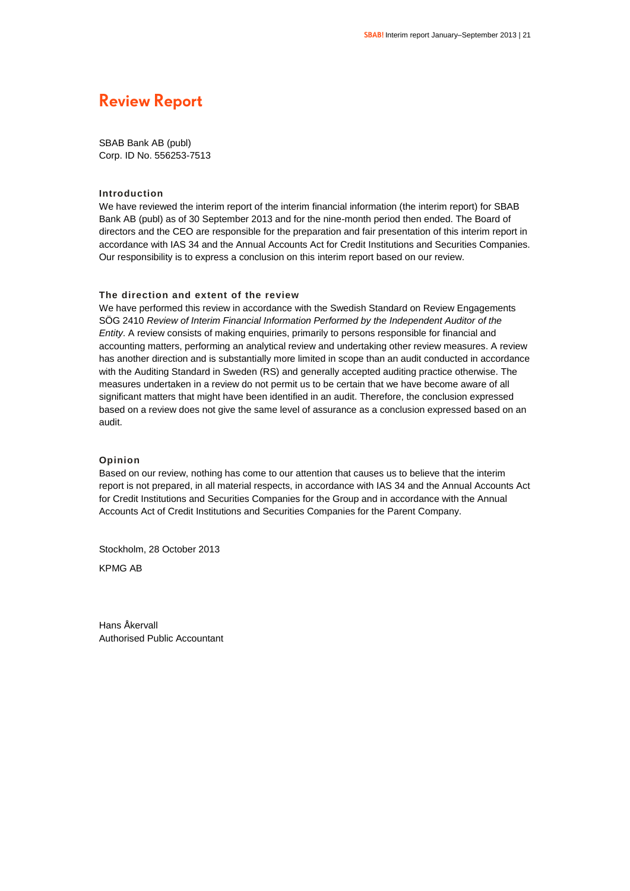# Review Report

SBAB Bank AB (publ)
Corp. ID No. 556253-7513

### Introduction

We have reviewed the interim report of the interim financial information (the interim report) for SBAB Bank AB (publ) as of 30 September 2013 and for the nine-month period then ended. The Board of directors and the CEO are responsible for the preparation and fair presentation of this interim report in accordance with IAS 34 and the Annual Accounts Act for Credit Institutions and Securities Companies. Our responsibility is to express a conclusion on this interim report based on our review.

### The direction and extent of the review

We have performed this review in accordance with the Swedish Standard on Review Engagements SÖG 2410 *Review of Interim Financial Information Performed by the Independent Auditor of the Entity*. A review consists of making enquiries, primarily to persons responsible for financial and accounting matters, performing an analytical review and undertaking other review measures. A review has another direction and is substantially more limited in scope than an audit conducted in accordance with the Auditing Standard in Sweden (RS) and generally accepted auditing practice otherwise. The measures undertaken in a review do not permit us to be certain that we have become aware of all significant matters that might have been identified in an audit. Therefore, the conclusion expressed based on a review does not give the same level of assurance as a conclusion expressed based on an audit.

### Opinion

Based on our review, nothing has come to our attention that causes us to believe that the interim report is not prepared, in all material respects, in accordance with IAS 34 and the Annual Accounts Act for Credit Institutions and Securities Companies for the Group and in accordance with the Annual Accounts Act of Credit Institutions and Securities Companies for the Parent Company.

Stockholm, 28 October 2013

KPMG AB

Hans Åkervall
Authorised Public Accountant